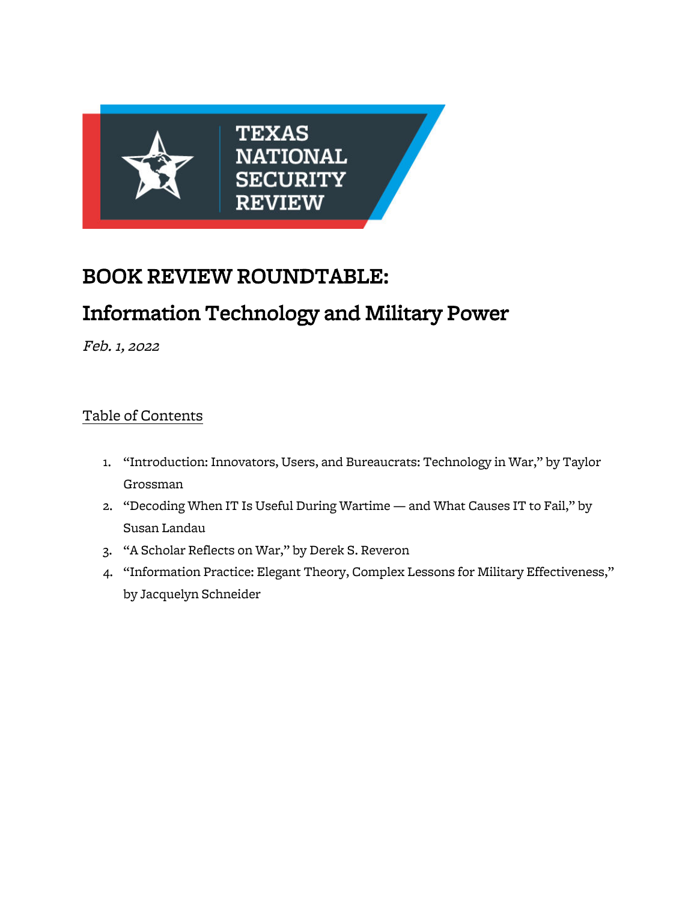TEXAS NATIONAL SECURITY REVIEW

# BOOK REVIEW ROUNDTABLE:

## Information Technology and Military Power

*Feb. 1, 2022*

Table of Contents

1. "Introduction: Innovators, Users, and Bureaucrats: Technology in War," by Taylor Grossman
2. "Decoding When IT Is Useful During Wartime — and What Causes IT to Fail," by Susan Landau
3. "A Scholar Reflects on War," by Derek S. Reveron
4. "Information Practice: Elegant Theory, Complex Lessons for Military Effectiveness," by Jacquelyn Schneider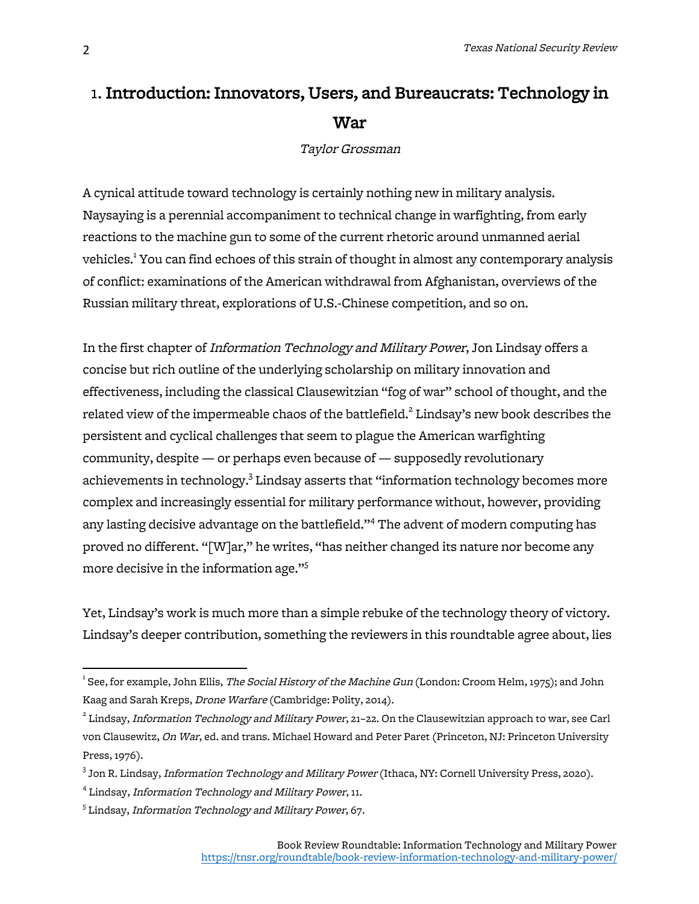# 1. Introduction: Innovators, Users, and Bureaucrats: Technology in War

*Taylor Grossman*

A cynical attitude toward technology is certainly nothing new in military analysis. Naysaying is a perennial accompaniment to technical change in warfighting, from early reactions to the machine gun to some of the current rhetoric around unmanned aerial vehicles.[1] You can find echoes of this strain of thought in almost any contemporary analysis of conflict: examinations of the American withdrawal from Afghanistan, overviews of the Russian military threat, explorations of U.S.-Chinese competition, and so on.

In the first chapter of *Information Technology and Military Power*, Jon Lindsay offers a concise but rich outline of the underlying scholarship on military innovation and effectiveness, including the classical Clausewitzian "fog of war" school of thought, and the related view of the impermeable chaos of the battlefield.[2] Lindsay's new book describes the persistent and cyclical challenges that seem to plague the American warfighting community, despite — or perhaps even because of — supposedly revolutionary achievements in technology.[3] Lindsay asserts that "information technology becomes more complex and increasingly essential for military performance without, however, providing any lasting decisive advantage on the battlefield."[4] The advent of modern computing has proved no different. "[W]ar," he writes, "has neither changed its nature nor become any more decisive in the information age."[5]

Yet, Lindsay's work is much more than a simple rebuke of the technology theory of victory. Lindsay's deeper contribution, something the reviewers in this roundtable agree about, lies

---

[1] See, for example, John Ellis, *The Social History of the Machine Gun* (London: Croom Helm, 1975); and John Kaag and Sarah Kreps, *Drone Warfare* (Cambridge: Polity, 2014).

[2] Lindsay, *Information Technology and Military Power*, 21–22. On the Clausewitzian approach to war, see Carl von Clausewitz, *On War*, ed. and trans. Michael Howard and Peter Paret (Princeton, NJ: Princeton University Press, 1976).

[3] Jon R. Lindsay, *Information Technology and Military Power* (Ithaca, NY: Cornell University Press, 2020).

[4] Lindsay, *Information Technology and Military Power*, 11.

[5] Lindsay, *Information Technology and Military Power*, 67.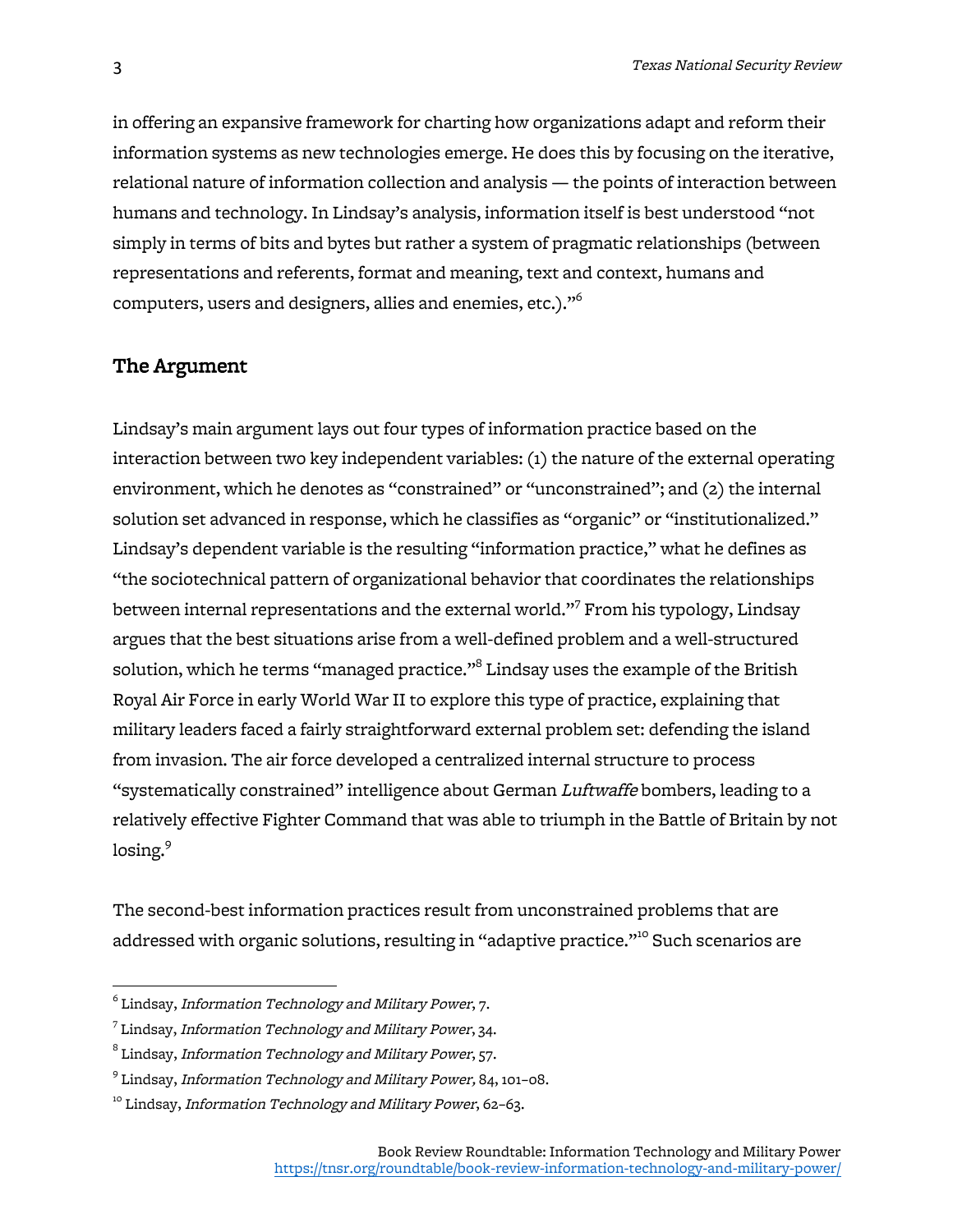in offering an expansive framework for charting how organizations adapt and reform their information systems as new technologies emerge. He does this by focusing on the iterative, relational nature of information collection and analysis — the points of interaction between humans and technology. In Lindsay's analysis, information itself is best understood "not simply in terms of bits and bytes but rather a system of pragmatic relationships (between representations and referents, format and meaning, text and context, humans and computers, users and designers, allies and enemies, etc.)."[6]

## The Argument

Lindsay's main argument lays out four types of information practice based on the interaction between two key independent variables: (1) the nature of the external operating environment, which he denotes as "constrained" or "unconstrained"; and (2) the internal solution set advanced in response, which he classifies as "organic" or "institutionalized." Lindsay's dependent variable is the resulting "information practice," what he defines as "the sociotechnical pattern of organizational behavior that coordinates the relationships between internal representations and the external world."[7] From his typology, Lindsay argues that the best situations arise from a well-defined problem and a well-structured solution, which he terms "managed practice."[8] Lindsay uses the example of the British Royal Air Force in early World War II to explore this type of practice, explaining that military leaders faced a fairly straightforward external problem set: defending the island from invasion. The air force developed a centralized internal structure to process "systematically constrained" intelligence about German *Luftwaffe* bombers, leading to a relatively effective Fighter Command that was able to triumph in the Battle of Britain by not losing.[9]

The second-best information practices result from unconstrained problems that are addressed with organic solutions, resulting in "adaptive practice."[10] Such scenarios are

---

[6] Lindsay, *Information Technology and Military Power*, 7.

[7] Lindsay, *Information Technology and Military Power*, 34.

[8] Lindsay, *Information Technology and Military Power*, 57.

[9] Lindsay, *Information Technology and Military Power,* 84, 101–08.

[10] Lindsay, *Information Technology and Military Power*, 62–63.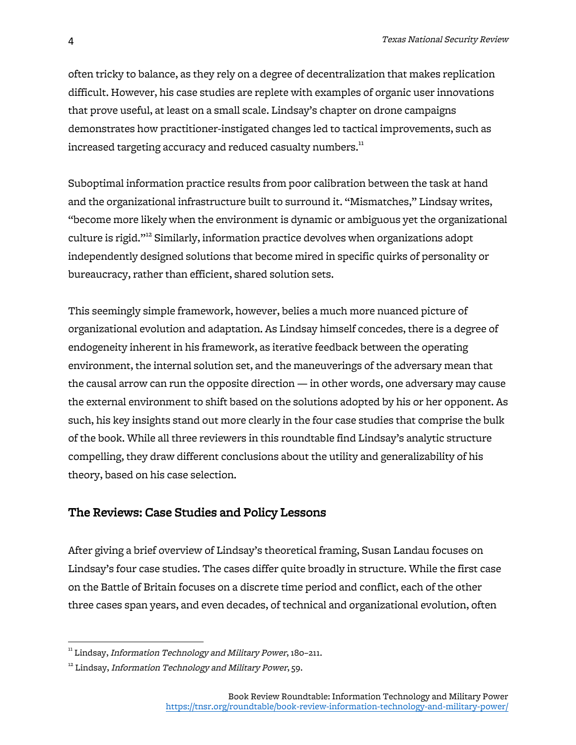often tricky to balance, as they rely on a degree of decentralization that makes replication difficult. However, his case studies are replete with examples of organic user innovations that prove useful, at least on a small scale. Lindsay's chapter on drone campaigns demonstrates how practitioner-instigated changes led to tactical improvements, such as increased targeting accuracy and reduced casualty numbers.[11]

Suboptimal information practice results from poor calibration between the task at hand and the organizational infrastructure built to surround it. "Mismatches," Lindsay writes, "become more likely when the environment is dynamic or ambiguous yet the organizational culture is rigid."[12] Similarly, information practice devolves when organizations adopt independently designed solutions that become mired in specific quirks of personality or bureaucracy, rather than efficient, shared solution sets.

This seemingly simple framework, however, belies a much more nuanced picture of organizational evolution and adaptation. As Lindsay himself concedes, there is a degree of endogeneity inherent in his framework, as iterative feedback between the operating environment, the internal solution set, and the maneuverings of the adversary mean that the causal arrow can run the opposite direction — in other words, one adversary may cause the external environment to shift based on the solutions adopted by his or her opponent. As such, his key insights stand out more clearly in the four case studies that comprise the bulk of the book. While all three reviewers in this roundtable find Lindsay's analytic structure compelling, they draw different conclusions about the utility and generalizability of his theory, based on his case selection.

## The Reviews: Case Studies and Policy Lessons

After giving a brief overview of Lindsay's theoretical framing, Susan Landau focuses on Lindsay's four case studies. The cases differ quite broadly in structure. While the first case on the Battle of Britain focuses on a discrete time period and conflict, each of the other three cases span years, and even decades, of technical and organizational evolution, often

---

[11] Lindsay, *Information Technology and Military Power*, 180–211.

[12] Lindsay, *Information Technology and Military Power*, 59.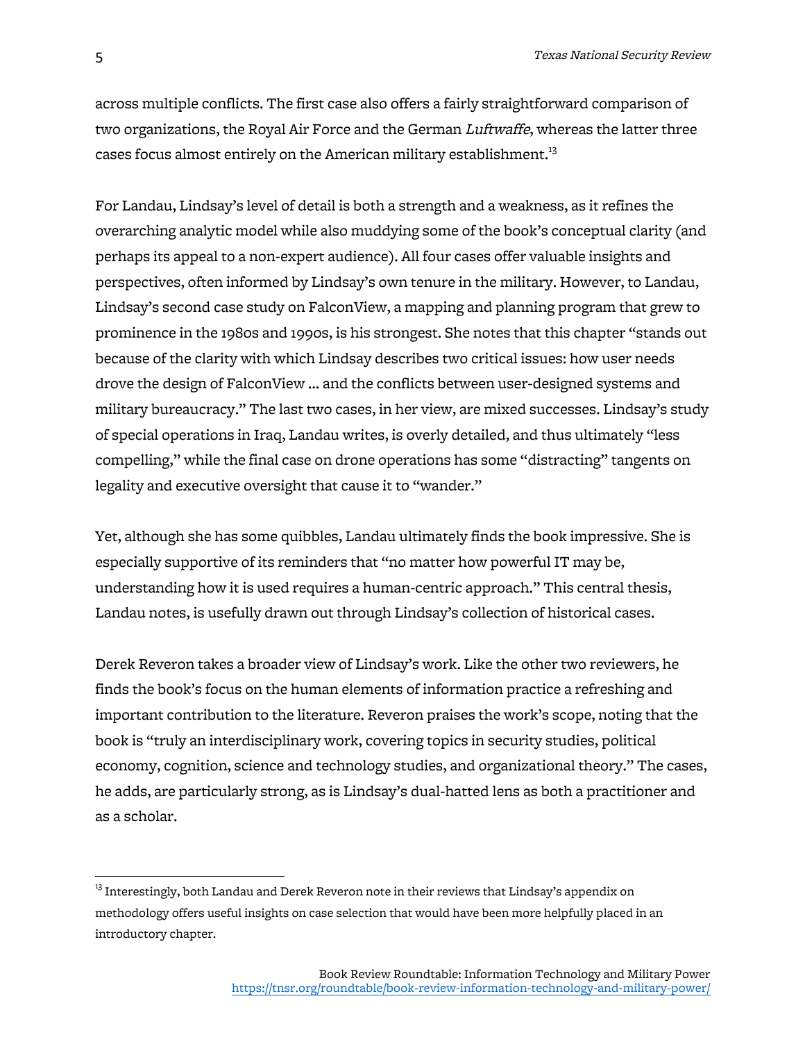across multiple conflicts. The first case also offers a fairly straightforward comparison of two organizations, the Royal Air Force and the German *Luftwaffe*, whereas the latter three cases focus almost entirely on the American military establishment.[13]

For Landau, Lindsay's level of detail is both a strength and a weakness, as it refines the overarching analytic model while also muddying some of the book's conceptual clarity (and perhaps its appeal to a non-expert audience). All four cases offer valuable insights and perspectives, often informed by Lindsay's own tenure in the military. However, to Landau, Lindsay's second case study on FalconView, a mapping and planning program that grew to prominence in the 1980s and 1990s, is his strongest. She notes that this chapter "stands out because of the clarity with which Lindsay describes two critical issues: how user needs drove the design of FalconView … and the conflicts between user-designed systems and military bureaucracy." The last two cases, in her view, are mixed successes. Lindsay's study of special operations in Iraq, Landau writes, is overly detailed, and thus ultimately "less compelling," while the final case on drone operations has some "distracting" tangents on legality and executive oversight that cause it to "wander."

Yet, although she has some quibbles, Landau ultimately finds the book impressive. She is especially supportive of its reminders that "no matter how powerful IT may be, understanding how it is used requires a human-centric approach." This central thesis, Landau notes, is usefully drawn out through Lindsay's collection of historical cases.

Derek Reveron takes a broader view of Lindsay's work. Like the other two reviewers, he finds the book's focus on the human elements of information practice a refreshing and important contribution to the literature. Reveron praises the work's scope, noting that the book is "truly an interdisciplinary work, covering topics in security studies, political economy, cognition, science and technology studies, and organizational theory." The cases, he adds, are particularly strong, as is Lindsay's dual-hatted lens as both a practitioner and as a scholar.

---

[13] Interestingly, both Landau and Derek Reveron note in their reviews that Lindsay's appendix on methodology offers useful insights on case selection that would have been more helpfully placed in an introductory chapter.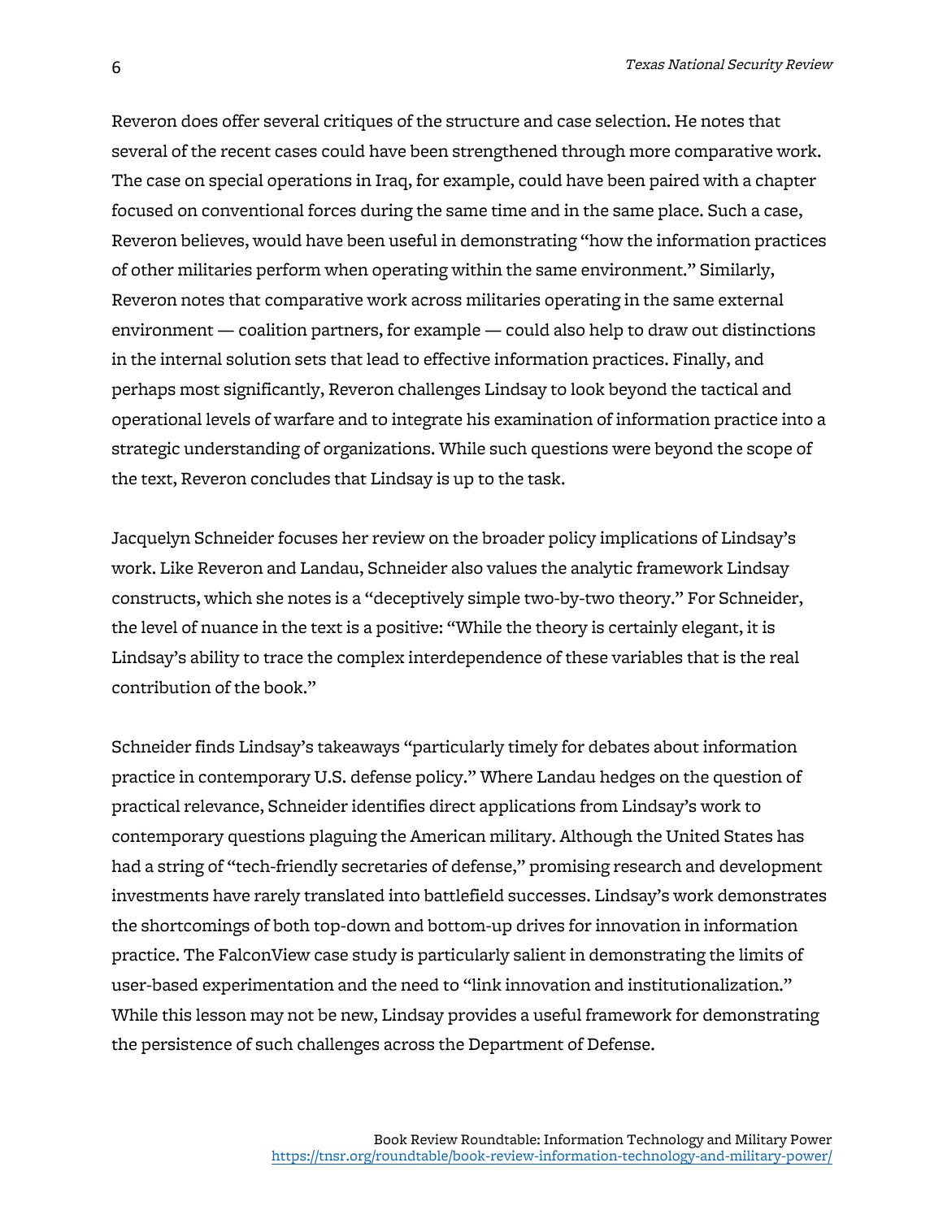Reveron does offer several critiques of the structure and case selection. He notes that several of the recent cases could have been strengthened through more comparative work. The case on special operations in Iraq, for example, could have been paired with a chapter focused on conventional forces during the same time and in the same place. Such a case, Reveron believes, would have been useful in demonstrating "how the information practices of other militaries perform when operating within the same environment." Similarly, Reveron notes that comparative work across militaries operating in the same external environment — coalition partners, for example — could also help to draw out distinctions in the internal solution sets that lead to effective information practices. Finally, and perhaps most significantly, Reveron challenges Lindsay to look beyond the tactical and operational levels of warfare and to integrate his examination of information practice into a strategic understanding of organizations. While such questions were beyond the scope of the text, Reveron concludes that Lindsay is up to the task.

Jacquelyn Schneider focuses her review on the broader policy implications of Lindsay's work. Like Reveron and Landau, Schneider also values the analytic framework Lindsay constructs, which she notes is a "deceptively simple two-by-two theory." For Schneider, the level of nuance in the text is a positive: "While the theory is certainly elegant, it is Lindsay's ability to trace the complex interdependence of these variables that is the real contribution of the book."

Schneider finds Lindsay's takeaways "particularly timely for debates about information practice in contemporary U.S. defense policy." Where Landau hedges on the question of practical relevance, Schneider identifies direct applications from Lindsay's work to contemporary questions plaguing the American military. Although the United States has had a string of "tech-friendly secretaries of defense," promising research and development investments have rarely translated into battlefield successes. Lindsay's work demonstrates the shortcomings of both top-down and bottom-up drives for innovation in information practice. The FalconView case study is particularly salient in demonstrating the limits of user-based experimentation and the need to "link innovation and institutionalization." While this lesson may not be new, Lindsay provides a useful framework for demonstrating the persistence of such challenges across the Department of Defense.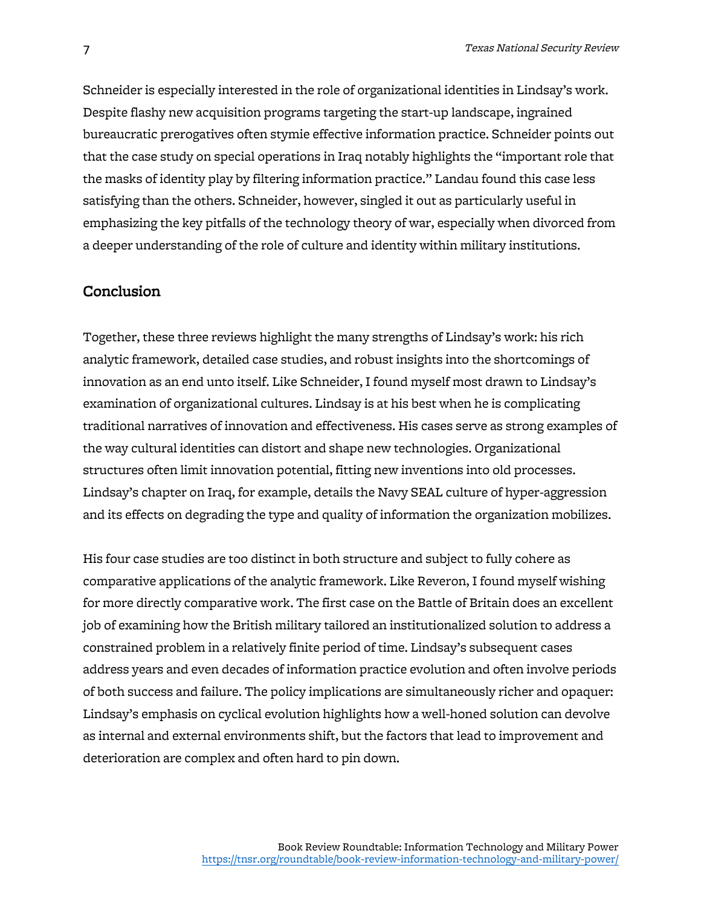Schneider is especially interested in the role of organizational identities in Lindsay's work. Despite flashy new acquisition programs targeting the start-up landscape, ingrained bureaucratic prerogatives often stymie effective information practice. Schneider points out that the case study on special operations in Iraq notably highlights the "important role that the masks of identity play by filtering information practice." Landau found this case less satisfying than the others. Schneider, however, singled it out as particularly useful in emphasizing the key pitfalls of the technology theory of war, especially when divorced from a deeper understanding of the role of culture and identity within military institutions.

## Conclusion

Together, these three reviews highlight the many strengths of Lindsay's work: his rich analytic framework, detailed case studies, and robust insights into the shortcomings of innovation as an end unto itself. Like Schneider, I found myself most drawn to Lindsay's examination of organizational cultures. Lindsay is at his best when he is complicating traditional narratives of innovation and effectiveness. His cases serve as strong examples of the way cultural identities can distort and shape new technologies. Organizational structures often limit innovation potential, fitting new inventions into old processes. Lindsay's chapter on Iraq, for example, details the Navy SEAL culture of hyper-aggression and its effects on degrading the type and quality of information the organization mobilizes.

His four case studies are too distinct in both structure and subject to fully cohere as comparative applications of the analytic framework. Like Reveron, I found myself wishing for more directly comparative work. The first case on the Battle of Britain does an excellent job of examining how the British military tailored an institutionalized solution to address a constrained problem in a relatively finite period of time. Lindsay's subsequent cases address years and even decades of information practice evolution and often involve periods of both success and failure. The policy implications are simultaneously richer and opaquer: Lindsay's emphasis on cyclical evolution highlights how a well-honed solution can devolve as internal and external environments shift, but the factors that lead to improvement and deterioration are complex and often hard to pin down.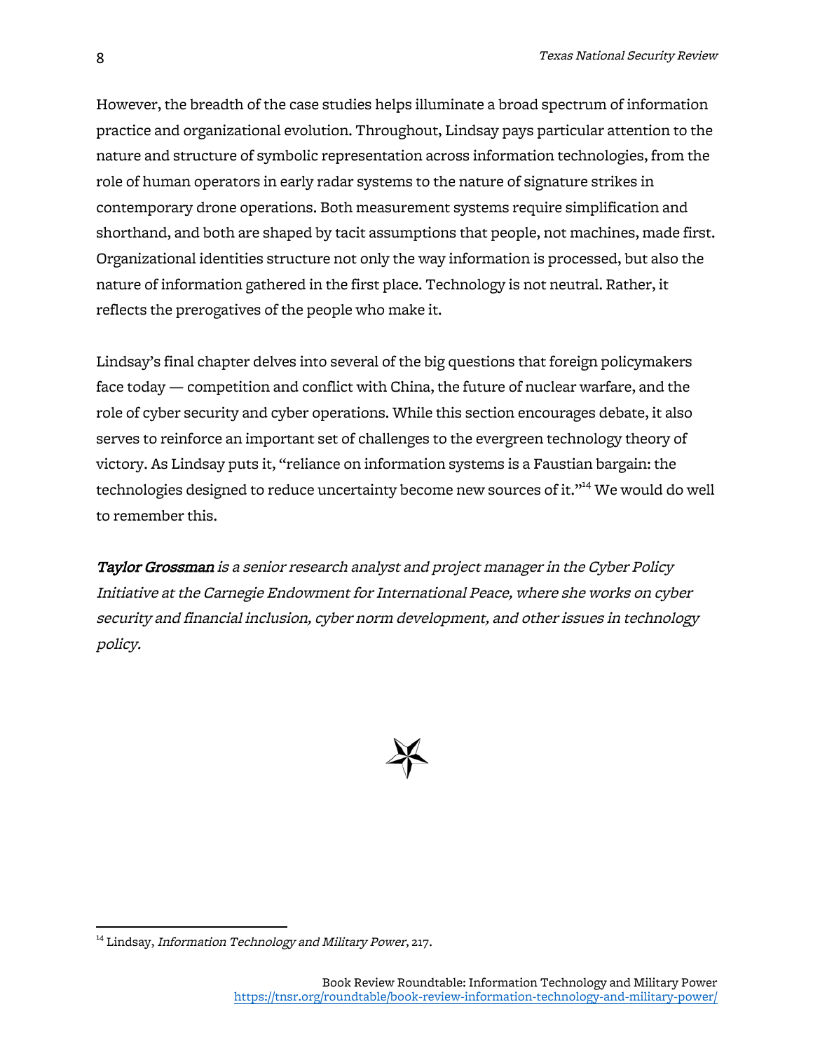However, the breadth of the case studies helps illuminate a broad spectrum of information practice and organizational evolution. Throughout, Lindsay pays particular attention to the nature and structure of symbolic representation across information technologies, from the role of human operators in early radar systems to the nature of signature strikes in contemporary drone operations. Both measurement systems require simplification and shorthand, and both are shaped by tacit assumptions that people, not machines, made first. Organizational identities structure not only the way information is processed, but also the nature of information gathered in the first place. Technology is not neutral. Rather, it reflects the prerogatives of the people who make it.

Lindsay's final chapter delves into several of the big questions that foreign policymakers face today — competition and conflict with China, the future of nuclear warfare, and the role of cyber security and cyber operations. While this section encourages debate, it also serves to reinforce an important set of challenges to the evergreen technology theory of victory. As Lindsay puts it, "reliance on information systems is a Faustian bargain: the technologies designed to reduce uncertainty become new sources of it."[14] We would do well to remember this.

***Taylor Grossman*** *is a senior research analyst and project manager in the Cyber Policy Initiative at the Carnegie Endowment for International Peace, where she works on cyber security and financial inclusion, cyber norm development, and other issues in technology policy.*

---

[14] Lindsay, *Information Technology and Military Power*, 217.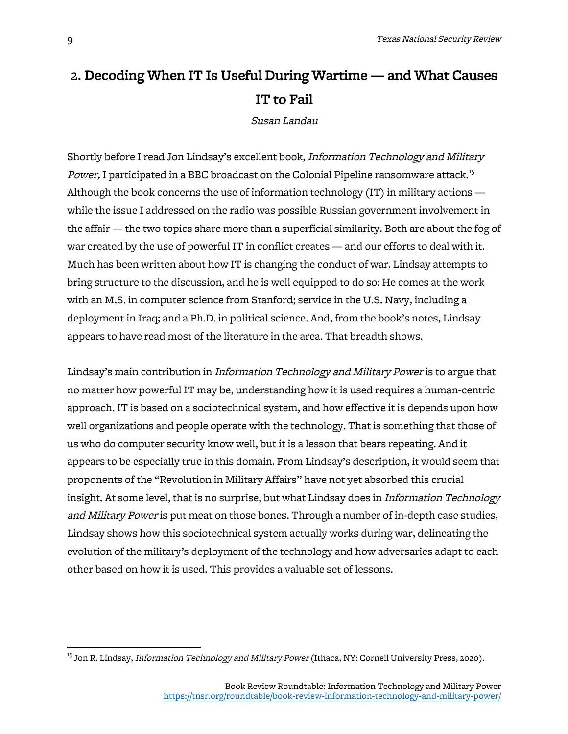## 2. Decoding When IT Is Useful During Wartime — and What Causes IT to Fail

*Susan Landau*

Shortly before I read Jon Lindsay's excellent book, *Information Technology and Military Power,* I participated in a BBC broadcast on the Colonial Pipeline ransomware attack.[15] Although the book concerns the use of information technology (IT) in military actions — while the issue I addressed on the radio was possible Russian government involvement in the affair — the two topics share more than a superficial similarity. Both are about the fog of war created by the use of powerful IT in conflict creates — and our efforts to deal with it. Much has been written about how IT is changing the conduct of war. Lindsay attempts to bring structure to the discussion, and he is well equipped to do so: He comes at the work with an M.S. in computer science from Stanford; service in the U.S. Navy, including a deployment in Iraq; and a Ph.D. in political science. And, from the book's notes, Lindsay appears to have read most of the literature in the area. That breadth shows.

Lindsay's main contribution in *Information Technology and Military Power* is to argue that no matter how powerful IT may be, understanding how it is used requires a human-centric approach. IT is based on a sociotechnical system, and how effective it is depends upon how well organizations and people operate with the technology. That is something that those of us who do computer security know well, but it is a lesson that bears repeating. And it appears to be especially true in this domain. From Lindsay's description, it would seem that proponents of the "Revolution in Military Affairs" have not yet absorbed this crucial insight. At some level, that is no surprise, but what Lindsay does in *Information Technology and Military Power* is put meat on those bones. Through a number of in-depth case studies, Lindsay shows how this sociotechnical system actually works during war, delineating the evolution of the military's deployment of the technology and how adversaries adapt to each other based on how it is used. This provides a valuable set of lessons.

---

[15] Jon R. Lindsay, *Information Technology and Military Power* (Ithaca, NY: Cornell University Press, 2020).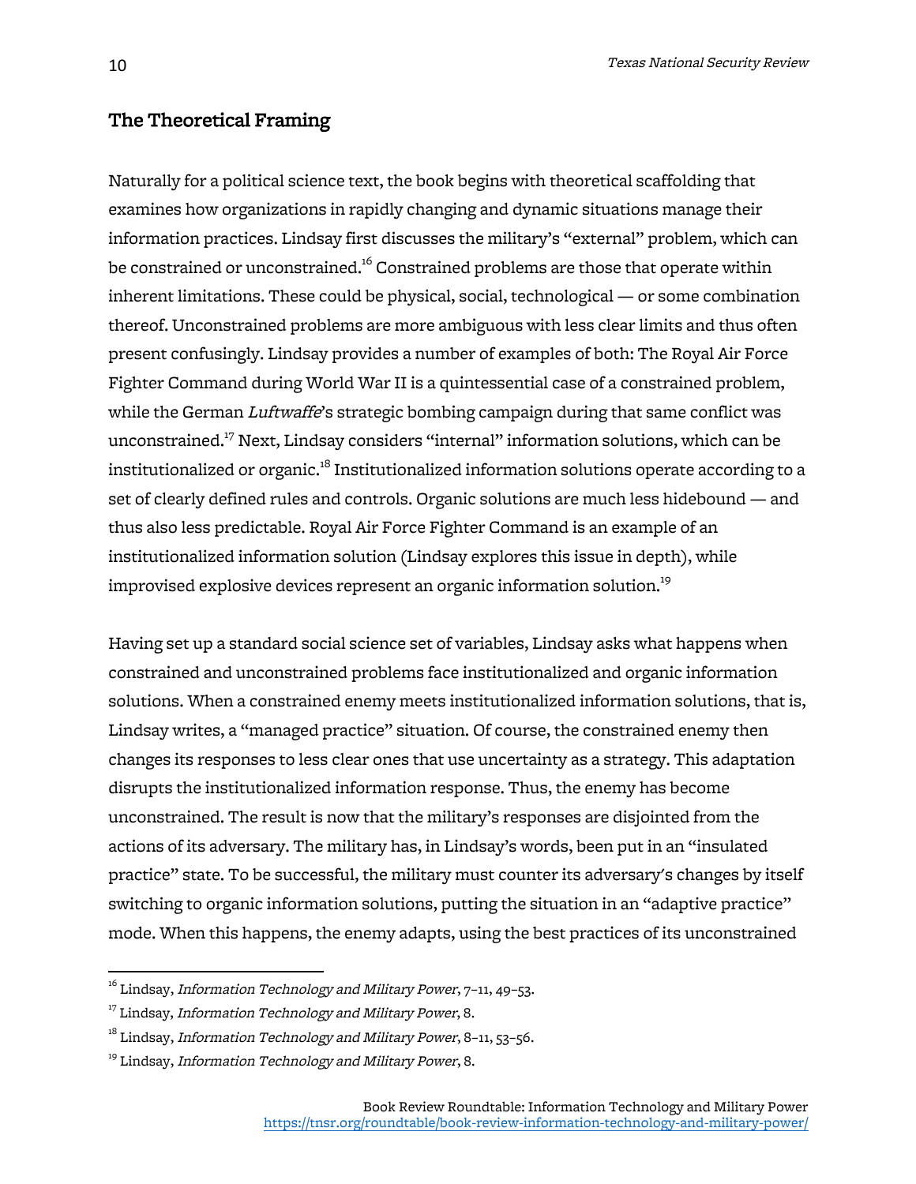## The Theoretical Framing

Naturally for a political science text, the book begins with theoretical scaffolding that examines how organizations in rapidly changing and dynamic situations manage their information practices. Lindsay first discusses the military's "external" problem, which can be constrained or unconstrained.[16] Constrained problems are those that operate within inherent limitations. These could be physical, social, technological — or some combination thereof. Unconstrained problems are more ambiguous with less clear limits and thus often present confusingly. Lindsay provides a number of examples of both: The Royal Air Force Fighter Command during World War II is a quintessential case of a constrained problem, while the German *Luftwaffe*'s strategic bombing campaign during that same conflict was unconstrained.[17] Next, Lindsay considers "internal" information solutions, which can be institutionalized or organic.[18] Institutionalized information solutions operate according to a set of clearly defined rules and controls. Organic solutions are much less hidebound — and thus also less predictable. Royal Air Force Fighter Command is an example of an institutionalized information solution (Lindsay explores this issue in depth), while improvised explosive devices represent an organic information solution.[19]

Having set up a standard social science set of variables, Lindsay asks what happens when constrained and unconstrained problems face institutionalized and organic information solutions. When a constrained enemy meets institutionalized information solutions, that is, Lindsay writes, a "managed practice" situation. Of course, the constrained enemy then changes its responses to less clear ones that use uncertainty as a strategy. This adaptation disrupts the institutionalized information response. Thus, the enemy has become unconstrained. The result is now that the military's responses are disjointed from the actions of its adversary. The military has, in Lindsay's words, been put in an "insulated practice" state. To be successful, the military must counter its adversary's changes by itself switching to organic information solutions, putting the situation in an "adaptive practice" mode. When this happens, the enemy adapts, using the best practices of its unconstrained

---

[16] Lindsay, *Information Technology and Military Power*, 7–11, 49–53.

[17] Lindsay, *Information Technology and Military Power*, 8.

[18] Lindsay, *Information Technology and Military Power*, 8–11, 53–56.

[19] Lindsay, *Information Technology and Military Power*, 8.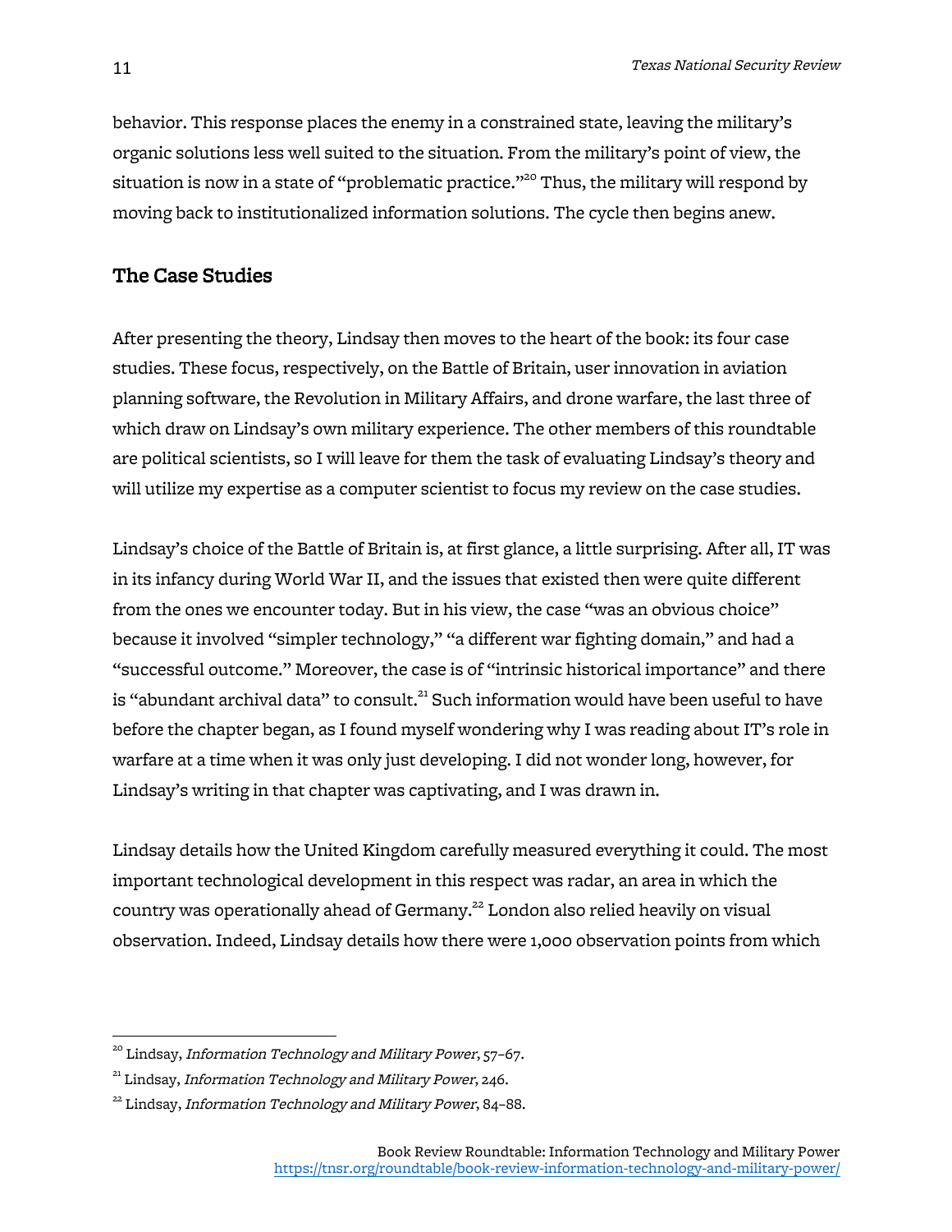behavior. This response places the enemy in a constrained state, leaving the military's organic solutions less well suited to the situation. From the military's point of view, the situation is now in a state of "problematic practice."[20] Thus, the military will respond by moving back to institutionalized information solutions. The cycle then begins anew.

## The Case Studies

After presenting the theory, Lindsay then moves to the heart of the book: its four case studies. These focus, respectively, on the Battle of Britain, user innovation in aviation planning software, the Revolution in Military Affairs, and drone warfare, the last three of which draw on Lindsay's own military experience. The other members of this roundtable are political scientists, so I will leave for them the task of evaluating Lindsay's theory and will utilize my expertise as a computer scientist to focus my review on the case studies.

Lindsay's choice of the Battle of Britain is, at first glance, a little surprising. After all, IT was in its infancy during World War II, and the issues that existed then were quite different from the ones we encounter today. But in his view, the case "was an obvious choice" because it involved "simpler technology," "a different war fighting domain," and had a "successful outcome." Moreover, the case is of "intrinsic historical importance" and there is "abundant archival data" to consult.[21] Such information would have been useful to have before the chapter began, as I found myself wondering why I was reading about IT's role in warfare at a time when it was only just developing. I did not wonder long, however, for Lindsay's writing in that chapter was captivating, and I was drawn in.

Lindsay details how the United Kingdom carefully measured everything it could. The most important technological development in this respect was radar, an area in which the country was operationally ahead of Germany.[22] London also relied heavily on visual observation. Indeed, Lindsay details how there were 1,000 observation points from which

---

[20] Lindsay, *Information Technology and Military Power*, 57–67.

[21] Lindsay, *Information Technology and Military Power*, 246.

[22] Lindsay, *Information Technology and Military Power*, 84–88.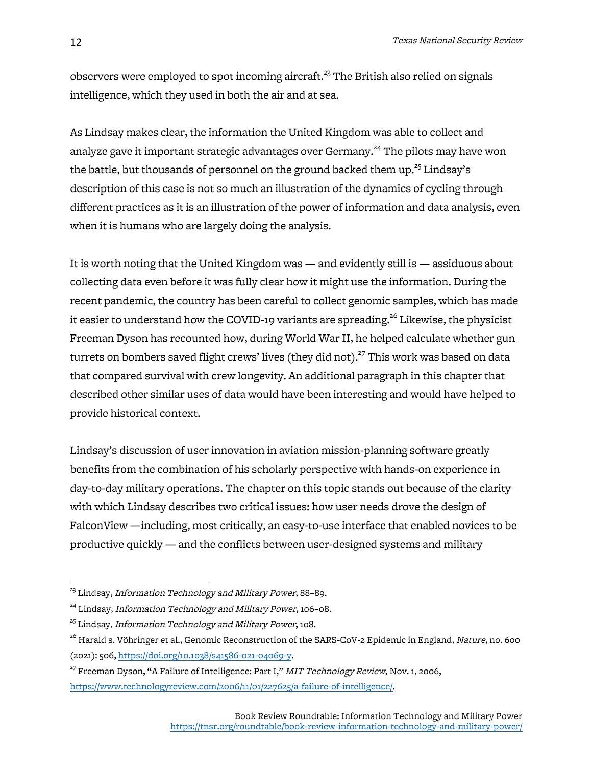observers were employed to spot incoming aircraft.[23] The British also relied on signals intelligence, which they used in both the air and at sea.

As Lindsay makes clear, the information the United Kingdom was able to collect and analyze gave it important strategic advantages over Germany.[24] The pilots may have won the battle, but thousands of personnel on the ground backed them up.[25] Lindsay's description of this case is not so much an illustration of the dynamics of cycling through different practices as it is an illustration of the power of information and data analysis, even when it is humans who are largely doing the analysis.

It is worth noting that the United Kingdom was — and evidently still is — assiduous about collecting data even before it was fully clear how it might use the information. During the recent pandemic, the country has been careful to collect genomic samples, which has made it easier to understand how the COVID-19 variants are spreading.[26] Likewise, the physicist Freeman Dyson has recounted how, during World War II, he helped calculate whether gun turrets on bombers saved flight crews' lives (they did not).[27] This work was based on data that compared survival with crew longevity. An additional paragraph in this chapter that described other similar uses of data would have been interesting and would have helped to provide historical context.

Lindsay's discussion of user innovation in aviation mission-planning software greatly benefits from the combination of his scholarly perspective with hands-on experience in day-to-day military operations. The chapter on this topic stands out because of the clarity with which Lindsay describes two critical issues: how user needs drove the design of FalconView —including, most critically, an easy-to-use interface that enabled novices to be productive quickly — and the conflicts between user-designed systems and military

---

[23] Lindsay, *Information Technology and Military Power*, 88–89.

[24] Lindsay, *Information Technology and Military Power*, 106–08.

[25] Lindsay, *Information Technology and Military Power*, 108.

[26] Harald s. Vöhringer et al., Genomic Reconstruction of the SARS-CoV-2 Epidemic in England, *Nature*, no. 600 (2021): 506, https://doi.org/10.1038/s41586-021-04069-y.

[27] Freeman Dyson, "A Failure of Intelligence: Part I," *MIT Technology Review*, Nov. 1, 2006, https://www.technologyreview.com/2006/11/01/227625/a-failure-of-intelligence/.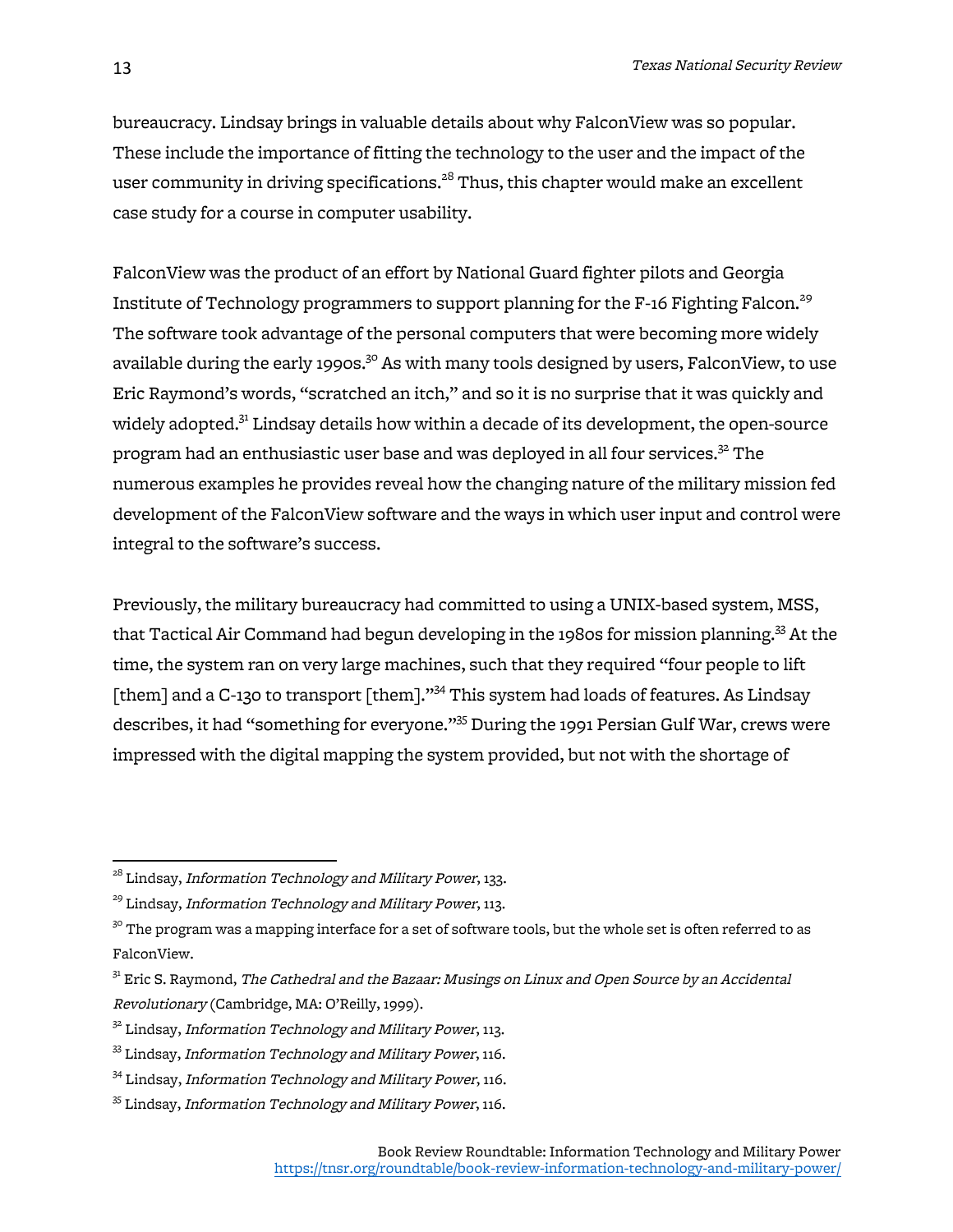bureaucracy. Lindsay brings in valuable details about why FalconView was so popular. These include the importance of fitting the technology to the user and the impact of the user community in driving specifications.[28] Thus, this chapter would make an excellent case study for a course in computer usability.

FalconView was the product of an effort by National Guard fighter pilots and Georgia Institute of Technology programmers to support planning for the F-16 Fighting Falcon.[29] The software took advantage of the personal computers that were becoming more widely available during the early 1990s.[30] As with many tools designed by users, FalconView, to use Eric Raymond's words, "scratched an itch," and so it is no surprise that it was quickly and widely adopted.[31] Lindsay details how within a decade of its development, the open-source program had an enthusiastic user base and was deployed in all four services.[32] The numerous examples he provides reveal how the changing nature of the military mission fed development of the FalconView software and the ways in which user input and control were integral to the software's success.

Previously, the military bureaucracy had committed to using a UNIX-based system, MSS, that Tactical Air Command had begun developing in the 1980s for mission planning.[33] At the time, the system ran on very large machines, such that they required "four people to lift [them] and a C-130 to transport [them]."[34] This system had loads of features. As Lindsay describes, it had "something for everyone."[35] During the 1991 Persian Gulf War, crews were impressed with the digital mapping the system provided, but not with the shortage of

---

[28] Lindsay, *Information Technology and Military Power*, 133.

[29] Lindsay, *Information Technology and Military Power*, 113.

[30] The program was a mapping interface for a set of software tools, but the whole set is often referred to as FalconView.

[31] Eric S. Raymond, *The Cathedral and the Bazaar: Musings on Linux and Open Source by an Accidental Revolutionary* (Cambridge, MA: O'Reilly, 1999).

[32] Lindsay, *Information Technology and Military Power*, 113.

[33] Lindsay, *Information Technology and Military Power*, 116.

[34] Lindsay, *Information Technology and Military Power*, 116.

[35] Lindsay, *Information Technology and Military Power*, 116.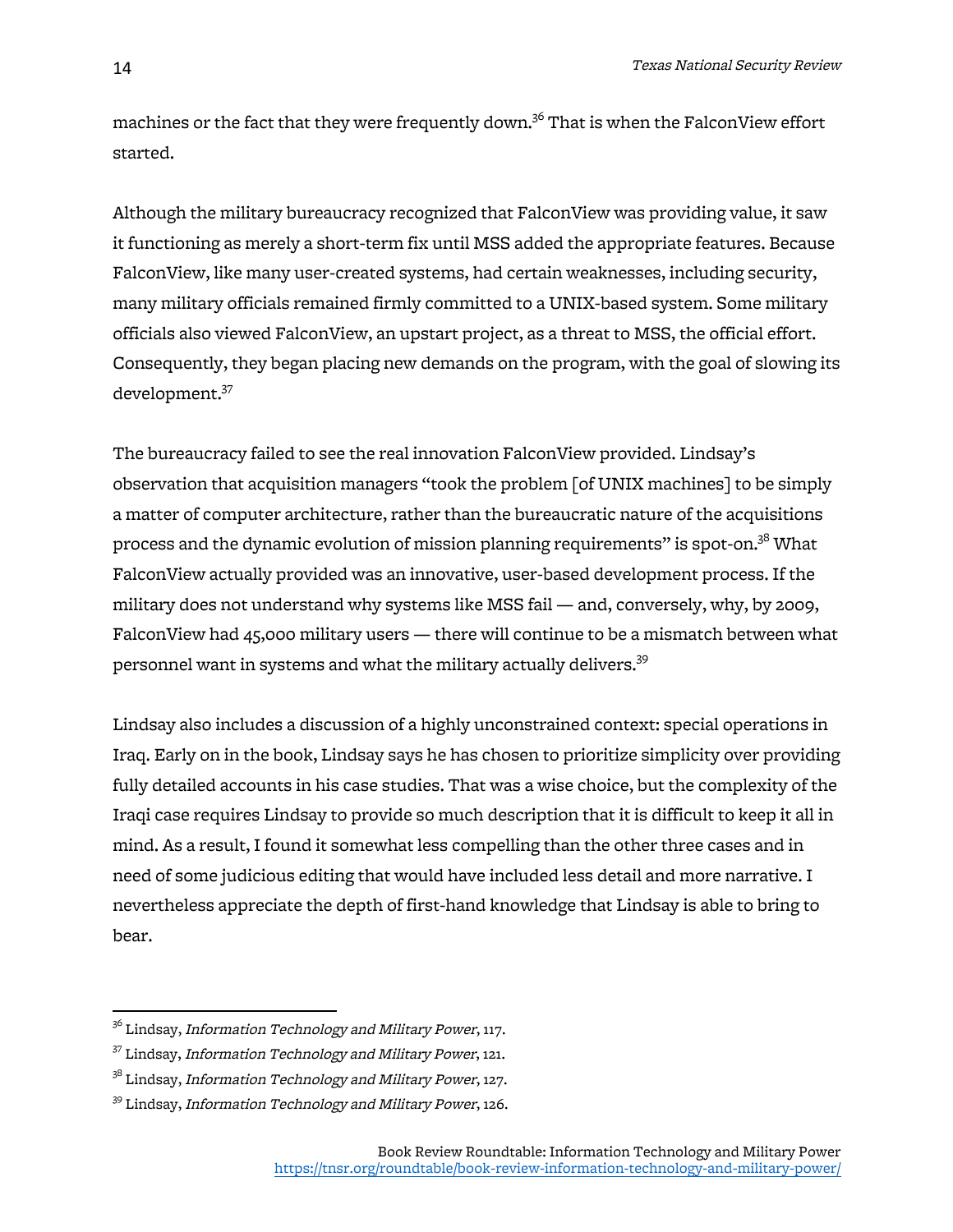machines or the fact that they were frequently down.[36] That is when the FalconView effort started.

Although the military bureaucracy recognized that FalconView was providing value, it saw it functioning as merely a short-term fix until MSS added the appropriate features. Because FalconView, like many user-created systems, had certain weaknesses, including security, many military officials remained firmly committed to a UNIX-based system. Some military officials also viewed FalconView, an upstart project, as a threat to MSS, the official effort. Consequently, they began placing new demands on the program, with the goal of slowing its development.[37]

The bureaucracy failed to see the real innovation FalconView provided. Lindsay's observation that acquisition managers "took the problem [of UNIX machines] to be simply a matter of computer architecture, rather than the bureaucratic nature of the acquisitions process and the dynamic evolution of mission planning requirements" is spot-on.[38] What FalconView actually provided was an innovative, user-based development process. If the military does not understand why systems like MSS fail — and, conversely, why, by 2009, FalconView had 45,000 military users — there will continue to be a mismatch between what personnel want in systems and what the military actually delivers.[39]

Lindsay also includes a discussion of a highly unconstrained context: special operations in Iraq. Early on in the book, Lindsay says he has chosen to prioritize simplicity over providing fully detailed accounts in his case studies. That was a wise choice, but the complexity of the Iraqi case requires Lindsay to provide so much description that it is difficult to keep it all in mind. As a result, I found it somewhat less compelling than the other three cases and in need of some judicious editing that would have included less detail and more narrative. I nevertheless appreciate the depth of first-hand knowledge that Lindsay is able to bring to bear.

---

[36] Lindsay, *Information Technology and Military Power*, 117.

[37] Lindsay, *Information Technology and Military Power*, 121.

[38] Lindsay, *Information Technology and Military Power*, 127.

[39] Lindsay, *Information Technology and Military Power*, 126.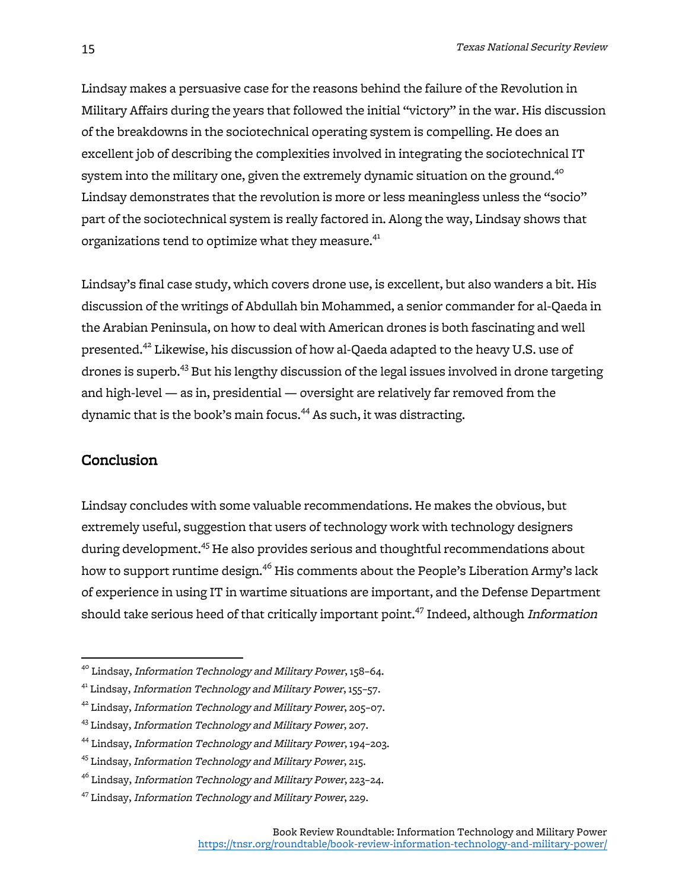Lindsay makes a persuasive case for the reasons behind the failure of the Revolution in Military Affairs during the years that followed the initial "victory" in the war. His discussion of the breakdowns in the sociotechnical operating system is compelling. He does an excellent job of describing the complexities involved in integrating the sociotechnical IT system into the military one, given the extremely dynamic situation on the ground.[40] Lindsay demonstrates that the revolution is more or less meaningless unless the "socio" part of the sociotechnical system is really factored in. Along the way, Lindsay shows that organizations tend to optimize what they measure.[41]

Lindsay's final case study, which covers drone use, is excellent, but also wanders a bit. His discussion of the writings of Abdullah bin Mohammed, a senior commander for al-Qaeda in the Arabian Peninsula, on how to deal with American drones is both fascinating and well presented.[42] Likewise, his discussion of how al-Qaeda adapted to the heavy U.S. use of drones is superb.[43] But his lengthy discussion of the legal issues involved in drone targeting and high-level — as in, presidential — oversight are relatively far removed from the dynamic that is the book's main focus.[44] As such, it was distracting.

## Conclusion

Lindsay concludes with some valuable recommendations. He makes the obvious, but extremely useful, suggestion that users of technology work with technology designers during development.[45] He also provides serious and thoughtful recommendations about how to support runtime design.[46] His comments about the People's Liberation Army's lack of experience in using IT in wartime situations are important, and the Defense Department should take serious heed of that critically important point.[47] Indeed, although *Information*

---

[40] Lindsay, *Information Technology and Military Power*, 158–64.

[41] Lindsay, *Information Technology and Military Power*, 155–57.

[42] Lindsay, *Information Technology and Military Power*, 205–07.

[43] Lindsay, *Information Technology and Military Power*, 207.

[44] Lindsay, *Information Technology and Military Power*, 194–203.

[45] Lindsay, *Information Technology and Military Power*, 215.

[46] Lindsay, *Information Technology and Military Power*, 223–24.

[47] Lindsay, *Information Technology and Military Power*, 229.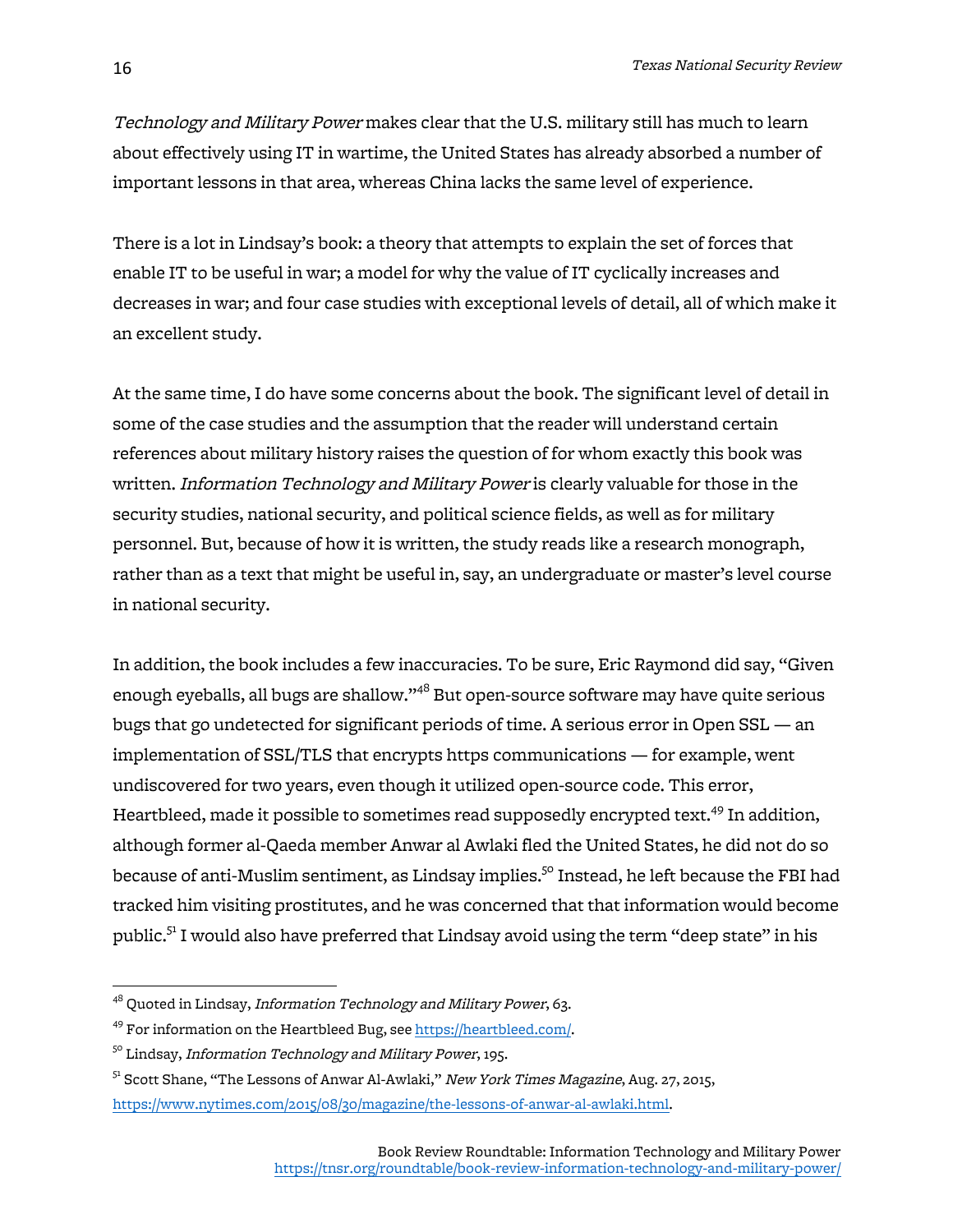*Technology and Military Power* makes clear that the U.S. military still has much to learn about effectively using IT in wartime, the United States has already absorbed a number of important lessons in that area, whereas China lacks the same level of experience.

There is a lot in Lindsay's book: a theory that attempts to explain the set of forces that enable IT to be useful in war; a model for why the value of IT cyclically increases and decreases in war; and four case studies with exceptional levels of detail, all of which make it an excellent study.

At the same time, I do have some concerns about the book. The significant level of detail in some of the case studies and the assumption that the reader will understand certain references about military history raises the question of for whom exactly this book was written. *Information Technology and Military Power* is clearly valuable for those in the security studies, national security, and political science fields, as well as for military personnel. But, because of how it is written, the study reads like a research monograph, rather than as a text that might be useful in, say, an undergraduate or master's level course in national security.

In addition, the book includes a few inaccuracies. To be sure, Eric Raymond did say, "Given enough eyeballs, all bugs are shallow."[48] But open-source software may have quite serious bugs that go undetected for significant periods of time. A serious error in Open SSL — an implementation of SSL/TLS that encrypts https communications — for example, went undiscovered for two years, even though it utilized open-source code. This error, Heartbleed, made it possible to sometimes read supposedly encrypted text.[49] In addition, although former al-Qaeda member Anwar al Awlaki fled the United States, he did not do so because of anti-Muslim sentiment, as Lindsay implies.[50] Instead, he left because the FBI had tracked him visiting prostitutes, and he was concerned that that information would become public.[51] I would also have preferred that Lindsay avoid using the term "deep state" in his

---

[48] Quoted in Lindsay, *Information Technology and Military Power*, 63.

[49] For information on the Heartbleed Bug, see https://heartbleed.com/.

[50] Lindsay, *Information Technology and Military Power*, 195.

[51] Scott Shane, "The Lessons of Anwar Al-Awlaki," *New York Times Magazine*, Aug. 27, 2015, https://www.nytimes.com/2015/08/30/magazine/the-lessons-of-anwar-al-awlaki.html.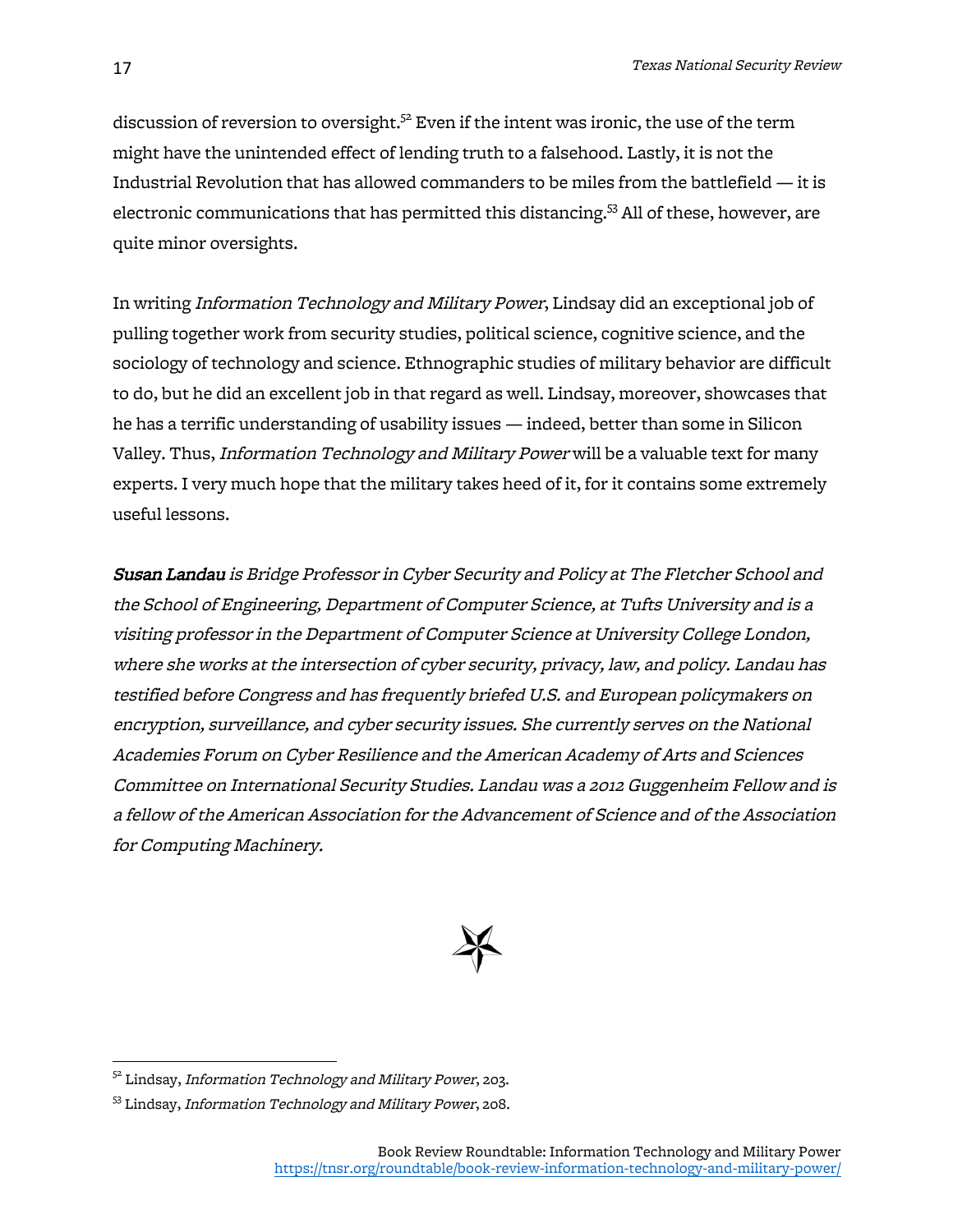discussion of reversion to oversight.[52] Even if the intent was ironic, the use of the term might have the unintended effect of lending truth to a falsehood. Lastly, it is not the Industrial Revolution that has allowed commanders to be miles from the battlefield — it is electronic communications that has permitted this distancing.[53] All of these, however, are quite minor oversights.

In writing *Information Technology and Military Power*, Lindsay did an exceptional job of pulling together work from security studies, political science, cognitive science, and the sociology of technology and science. Ethnographic studies of military behavior are difficult to do, but he did an excellent job in that regard as well. Lindsay, moreover, showcases that he has a terrific understanding of usability issues — indeed, better than some in Silicon Valley. Thus, *Information Technology and Military Power* will be a valuable text for many experts. I very much hope that the military takes heed of it, for it contains some extremely useful lessons.

***Susan Landau** is Bridge Professor in Cyber Security and Policy at The Fletcher School and the School of Engineering, Department of Computer Science, at Tufts University and is a visiting professor in the Department of Computer Science at University College London, where she works at the intersection of cyber security, privacy, law, and policy. Landau has testified before Congress and has frequently briefed U.S. and European policymakers on encryption, surveillance, and cyber security issues. She currently serves on the National Academies Forum on Cyber Resilience and the American Academy of Arts and Sciences Committee on International Security Studies. Landau was a 2012 Guggenheim Fellow and is a fellow of the American Association for the Advancement of Science and of the Association for Computing Machinery.*

---

[52] Lindsay, *Information Technology and Military Power*, 203.

[53] Lindsay, *Information Technology and Military Power*, 208.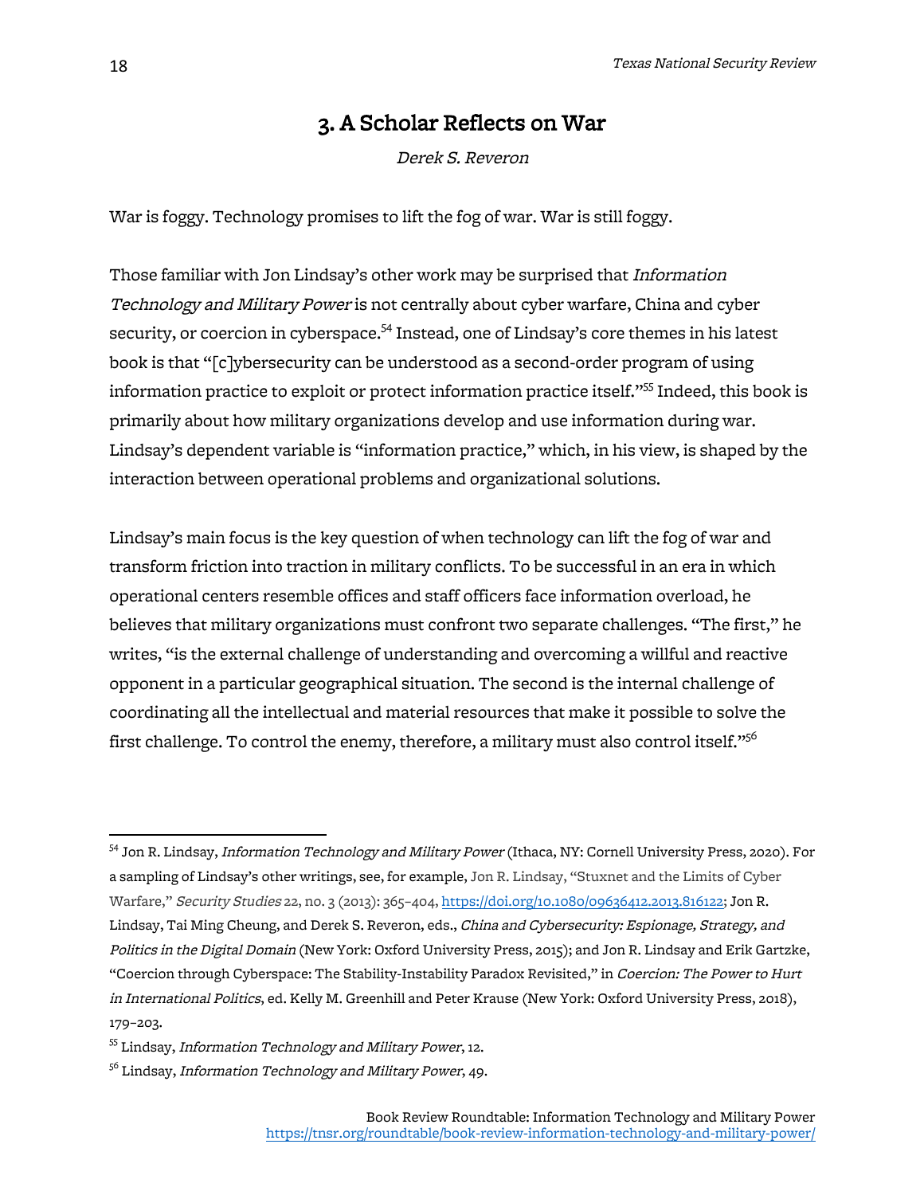## 3. A Scholar Reflects on War

*Derek S. Reveron*

War is foggy. Technology promises to lift the fog of war. War is still foggy.

Those familiar with Jon Lindsay's other work may be surprised that *Information Technology and Military Power* is not centrally about cyber warfare, China and cyber security, or coercion in cyberspace.[54] Instead, one of Lindsay's core themes in his latest book is that "[c]ybersecurity can be understood as a second-order program of using information practice to exploit or protect information practice itself."[55] Indeed, this book is primarily about how military organizations develop and use information during war. Lindsay's dependent variable is "information practice," which, in his view, is shaped by the interaction between operational problems and organizational solutions.

Lindsay's main focus is the key question of when technology can lift the fog of war and transform friction into traction in military conflicts. To be successful in an era in which operational centers resemble offices and staff officers face information overload, he believes that military organizations must confront two separate challenges. "The first," he writes, "is the external challenge of understanding and overcoming a willful and reactive opponent in a particular geographical situation. The second is the internal challenge of coordinating all the intellectual and material resources that make it possible to solve the first challenge. To control the enemy, therefore, a military must also control itself."[56]

---

[54] Jon R. Lindsay, *Information Technology and Military Power* (Ithaca, NY: Cornell University Press, 2020). For a sampling of Lindsay's other writings, see, for example, Jon R. Lindsay, "Stuxnet and the Limits of Cyber Warfare," *Security Studies* 22, no. 3 (2013): 365–404, https://doi.org/10.1080/09636412.2013.816122; Jon R. Lindsay, Tai Ming Cheung, and Derek S. Reveron, eds., *China and Cybersecurity: Espionage, Strategy, and Politics in the Digital Domain* (New York: Oxford University Press, 2015); and Jon R. Lindsay and Erik Gartzke, "Coercion through Cyberspace: The Stability-Instability Paradox Revisited," in *Coercion: The Power to Hurt in International Politics*, ed. Kelly M. Greenhill and Peter Krause (New York: Oxford University Press, 2018), 179–203.

[55] Lindsay, *Information Technology and Military Power*, 12.

[56] Lindsay, *Information Technology and Military Power*, 49.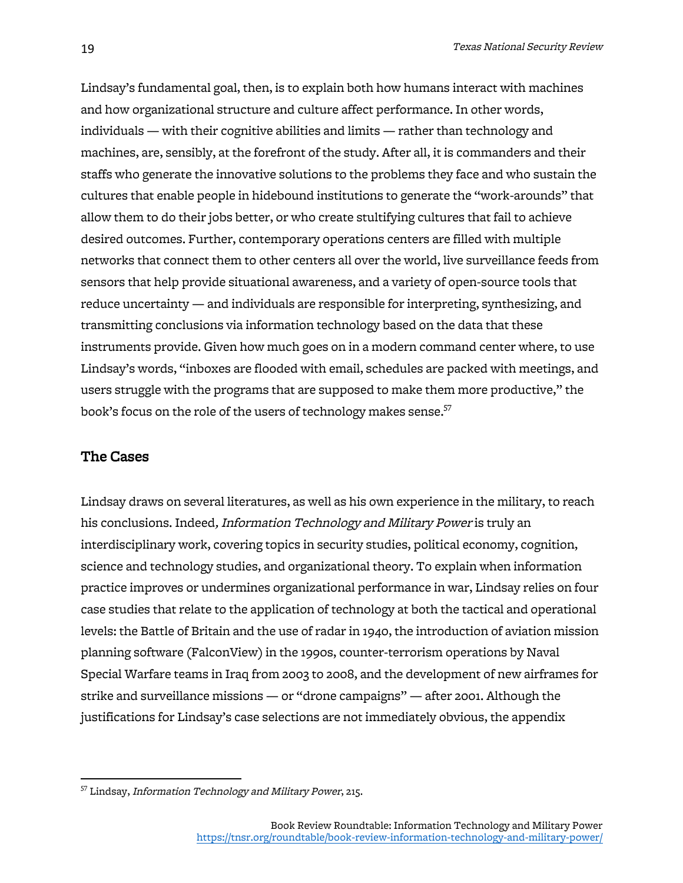Lindsay's fundamental goal, then, is to explain both how humans interact with machines and how organizational structure and culture affect performance. In other words, individuals — with their cognitive abilities and limits — rather than technology and machines, are, sensibly, at the forefront of the study. After all, it is commanders and their staffs who generate the innovative solutions to the problems they face and who sustain the cultures that enable people in hidebound institutions to generate the "work-arounds" that allow them to do their jobs better, or who create stultifying cultures that fail to achieve desired outcomes. Further, contemporary operations centers are filled with multiple networks that connect them to other centers all over the world, live surveillance feeds from sensors that help provide situational awareness, and a variety of open-source tools that reduce uncertainty — and individuals are responsible for interpreting, synthesizing, and transmitting conclusions via information technology based on the data that these instruments provide. Given how much goes on in a modern command center where, to use Lindsay's words, "inboxes are flooded with email, schedules are packed with meetings, and users struggle with the programs that are supposed to make them more productive," the book's focus on the role of the users of technology makes sense.[57]

## The Cases

Lindsay draws on several literatures, as well as his own experience in the military, to reach his conclusions. Indeed, *Information Technology and Military Power* is truly an interdisciplinary work, covering topics in security studies, political economy, cognition, science and technology studies, and organizational theory. To explain when information practice improves or undermines organizational performance in war, Lindsay relies on four case studies that relate to the application of technology at both the tactical and operational levels: the Battle of Britain and the use of radar in 1940, the introduction of aviation mission planning software (FalconView) in the 1990s, counter-terrorism operations by Naval Special Warfare teams in Iraq from 2003 to 2008, and the development of new airframes for strike and surveillance missions — or "drone campaigns" — after 2001. Although the justifications for Lindsay's case selections are not immediately obvious, the appendix

[57] Lindsay, *Information Technology and Military Power*, 215.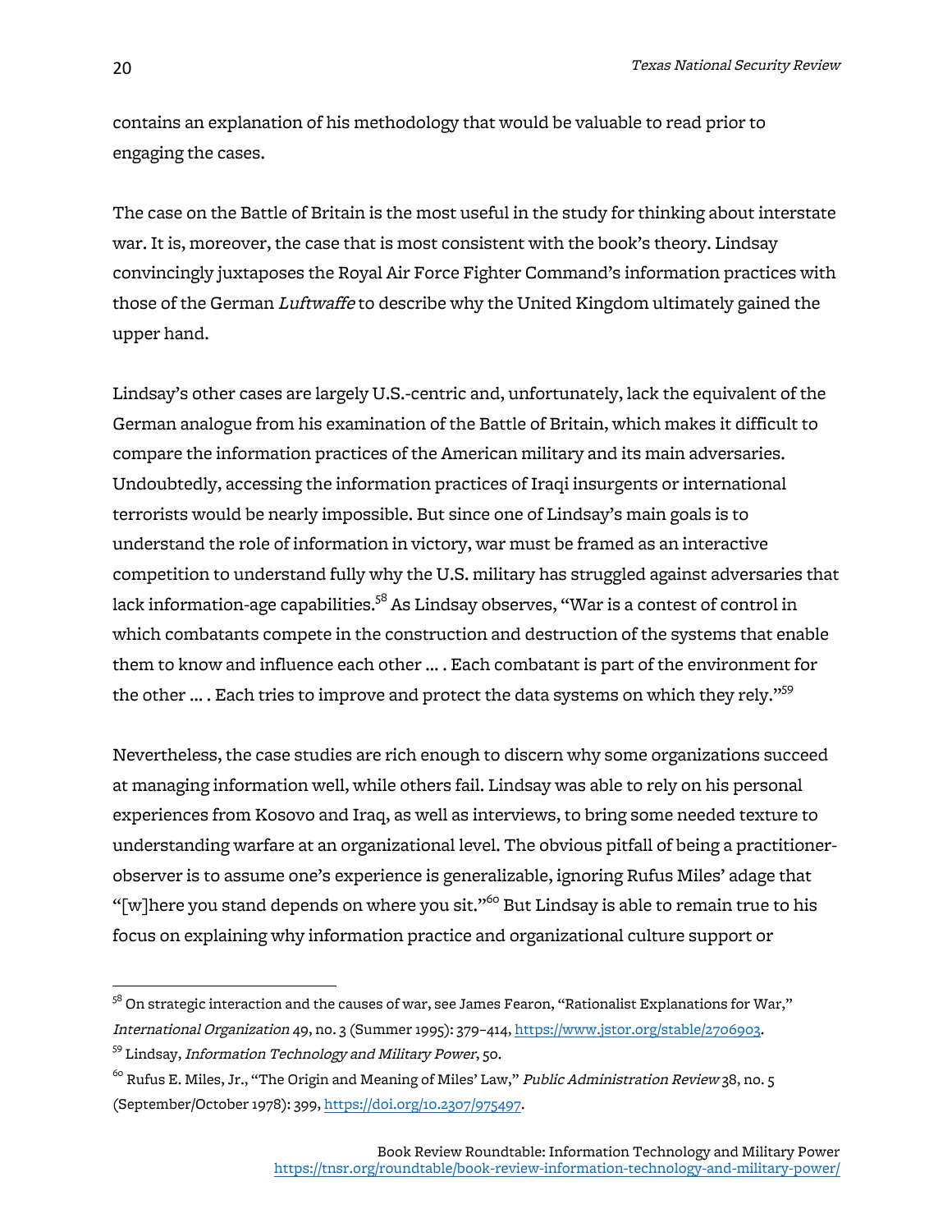contains an explanation of his methodology that would be valuable to read prior to engaging the cases.

The case on the Battle of Britain is the most useful in the study for thinking about interstate war. It is, moreover, the case that is most consistent with the book's theory. Lindsay convincingly juxtaposes the Royal Air Force Fighter Command's information practices with those of the German *Luftwaffe* to describe why the United Kingdom ultimately gained the upper hand.

Lindsay's other cases are largely U.S.-centric and, unfortunately, lack the equivalent of the German analogue from his examination of the Battle of Britain, which makes it difficult to compare the information practices of the American military and its main adversaries. Undoubtedly, accessing the information practices of Iraqi insurgents or international terrorists would be nearly impossible. But since one of Lindsay's main goals is to understand the role of information in victory, war must be framed as an interactive competition to understand fully why the U.S. military has struggled against adversaries that lack information-age capabilities.[58] As Lindsay observes, "War is a contest of control in which combatants compete in the construction and destruction of the systems that enable them to know and influence each other … . Each combatant is part of the environment for the other … . Each tries to improve and protect the data systems on which they rely."[59]

Nevertheless, the case studies are rich enough to discern why some organizations succeed at managing information well, while others fail. Lindsay was able to rely on his personal experiences from Kosovo and Iraq, as well as interviews, to bring some needed texture to understanding warfare at an organizational level. The obvious pitfall of being a practitioner-observer is to assume one's experience is generalizable, ignoring Rufus Miles' adage that "[w]here you stand depends on where you sit."[60] But Lindsay is able to remain true to his focus on explaining why information practice and organizational culture support or

---

[58] On strategic interaction and the causes of war, see James Fearon, "Rationalist Explanations for War," *International Organization* 49, no. 3 (Summer 1995): 379–414, https://www.jstor.org/stable/2706903.

[59] Lindsay, *Information Technology and Military Power*, 50.

[60] Rufus E. Miles, Jr., "The Origin and Meaning of Miles' Law," *Public Administration Review* 38, no. 5 (September/October 1978): 399, https://doi.org/10.2307/975497.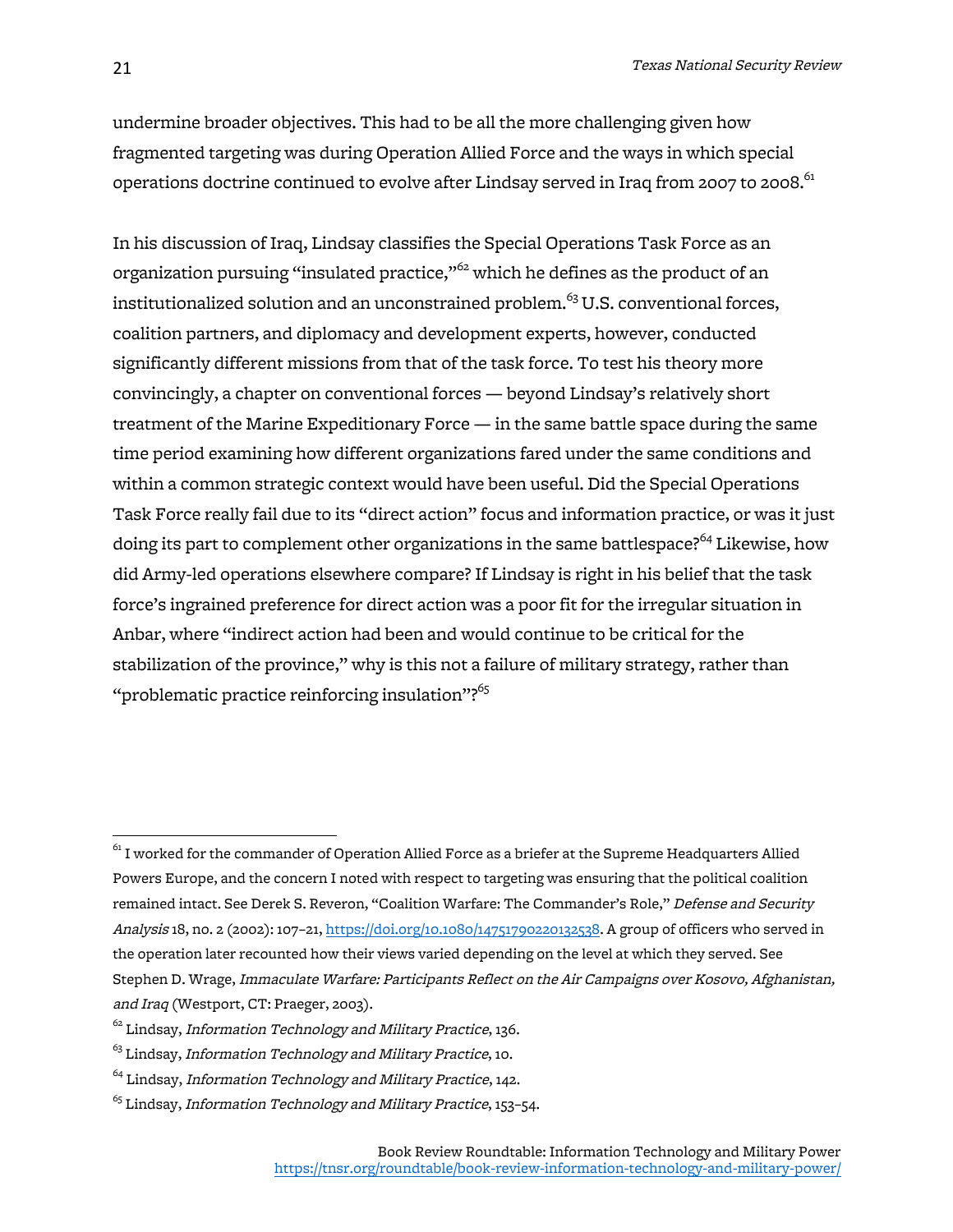undermine broader objectives. This had to be all the more challenging given how fragmented targeting was during Operation Allied Force and the ways in which special operations doctrine continued to evolve after Lindsay served in Iraq from 2007 to 2008.[61]

In his discussion of Iraq, Lindsay classifies the Special Operations Task Force as an organization pursuing "insulated practice,"[62] which he defines as the product of an institutionalized solution and an unconstrained problem.[63] U.S. conventional forces, coalition partners, and diplomacy and development experts, however, conducted significantly different missions from that of the task force. To test his theory more convincingly, a chapter on conventional forces — beyond Lindsay's relatively short treatment of the Marine Expeditionary Force — in the same battle space during the same time period examining how different organizations fared under the same conditions and within a common strategic context would have been useful. Did the Special Operations Task Force really fail due to its "direct action" focus and information practice, or was it just doing its part to complement other organizations in the same battlespace?[64] Likewise, how did Army-led operations elsewhere compare? If Lindsay is right in his belief that the task force's ingrained preference for direct action was a poor fit for the irregular situation in Anbar, where "indirect action had been and would continue to be critical for the stabilization of the province," why is this not a failure of military strategy, rather than "problematic practice reinforcing insulation"?[65]

---

[61] I worked for the commander of Operation Allied Force as a briefer at the Supreme Headquarters Allied Powers Europe, and the concern I noted with respect to targeting was ensuring that the political coalition remained intact. See Derek S. Reveron, "Coalition Warfare: The Commander's Role," *Defense and Security Analysis* 18, no. 2 (2002): 107–21, https://doi.org/10.1080/14751790220132538. A group of officers who served in the operation later recounted how their views varied depending on the level at which they served. See Stephen D. Wrage, *Immaculate Warfare: Participants Reflect on the Air Campaigns over Kosovo, Afghanistan, and Iraq* (Westport, CT: Praeger, 2003).

[62] Lindsay, *Information Technology and Military Practice*, 136.

[63] Lindsay, *Information Technology and Military Practice*, 10.

[64] Lindsay, *Information Technology and Military Practice*, 142.

[65] Lindsay, *Information Technology and Military Practice*, 153–54.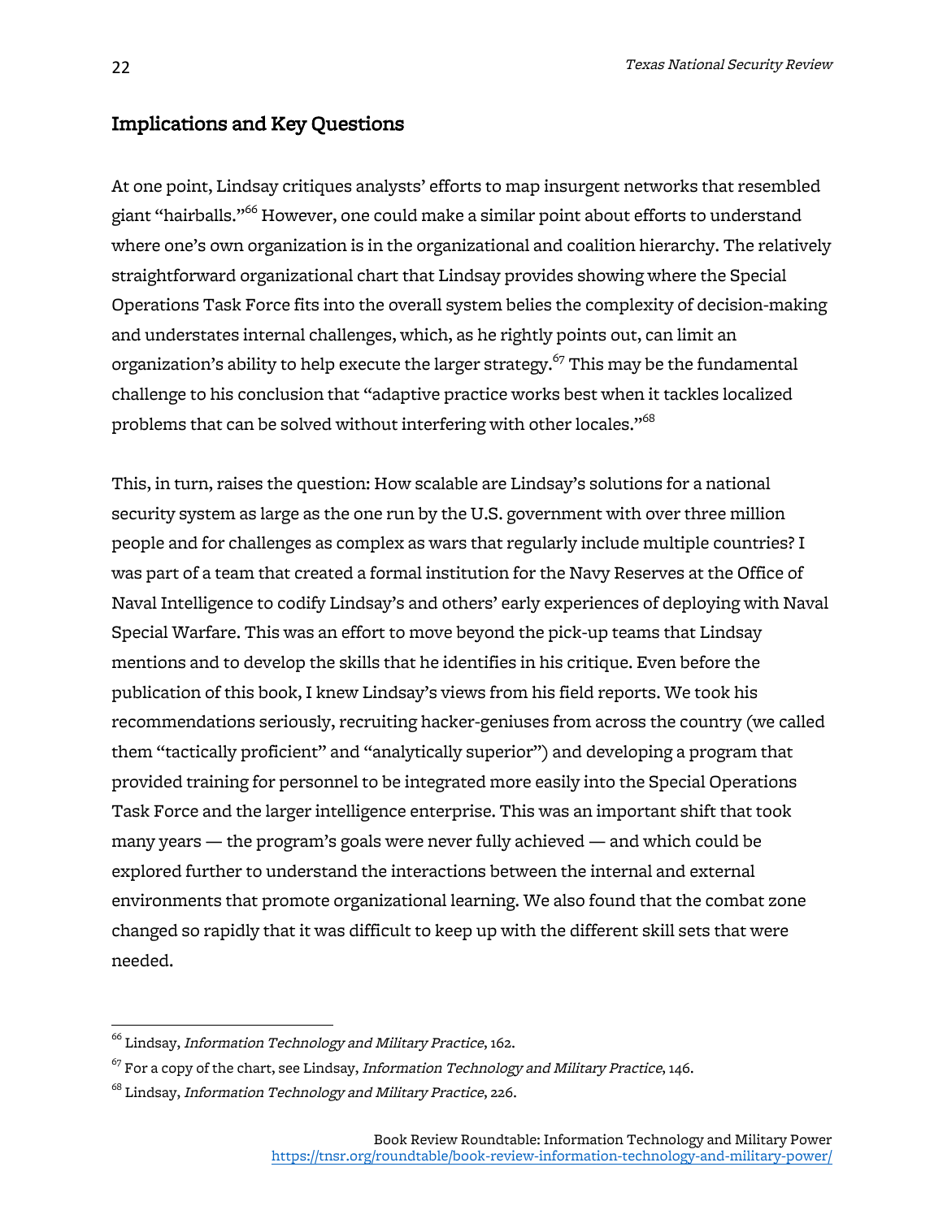## Implications and Key Questions

At one point, Lindsay critiques analysts' efforts to map insurgent networks that resembled giant "hairballs."[66] However, one could make a similar point about efforts to understand where one's own organization is in the organizational and coalition hierarchy. The relatively straightforward organizational chart that Lindsay provides showing where the Special Operations Task Force fits into the overall system belies the complexity of decision-making and understates internal challenges, which, as he rightly points out, can limit an organization's ability to help execute the larger strategy.[67] This may be the fundamental challenge to his conclusion that "adaptive practice works best when it tackles localized problems that can be solved without interfering with other locales."[68]

This, in turn, raises the question: How scalable are Lindsay's solutions for a national security system as large as the one run by the U.S. government with over three million people and for challenges as complex as wars that regularly include multiple countries? I was part of a team that created a formal institution for the Navy Reserves at the Office of Naval Intelligence to codify Lindsay's and others' early experiences of deploying with Naval Special Warfare. This was an effort to move beyond the pick-up teams that Lindsay mentions and to develop the skills that he identifies in his critique. Even before the publication of this book, I knew Lindsay's views from his field reports. We took his recommendations seriously, recruiting hacker-geniuses from across the country (we called them "tactically proficient" and "analytically superior") and developing a program that provided training for personnel to be integrated more easily into the Special Operations Task Force and the larger intelligence enterprise. This was an important shift that took many years — the program's goals were never fully achieved — and which could be explored further to understand the interactions between the internal and external environments that promote organizational learning. We also found that the combat zone changed so rapidly that it was difficult to keep up with the different skill sets that were needed.

---

[66] Lindsay, *Information Technology and Military Practice*, 162.

[67] For a copy of the chart, see Lindsay, *Information Technology and Military Practice*, 146.

[68] Lindsay, *Information Technology and Military Practice*, 226.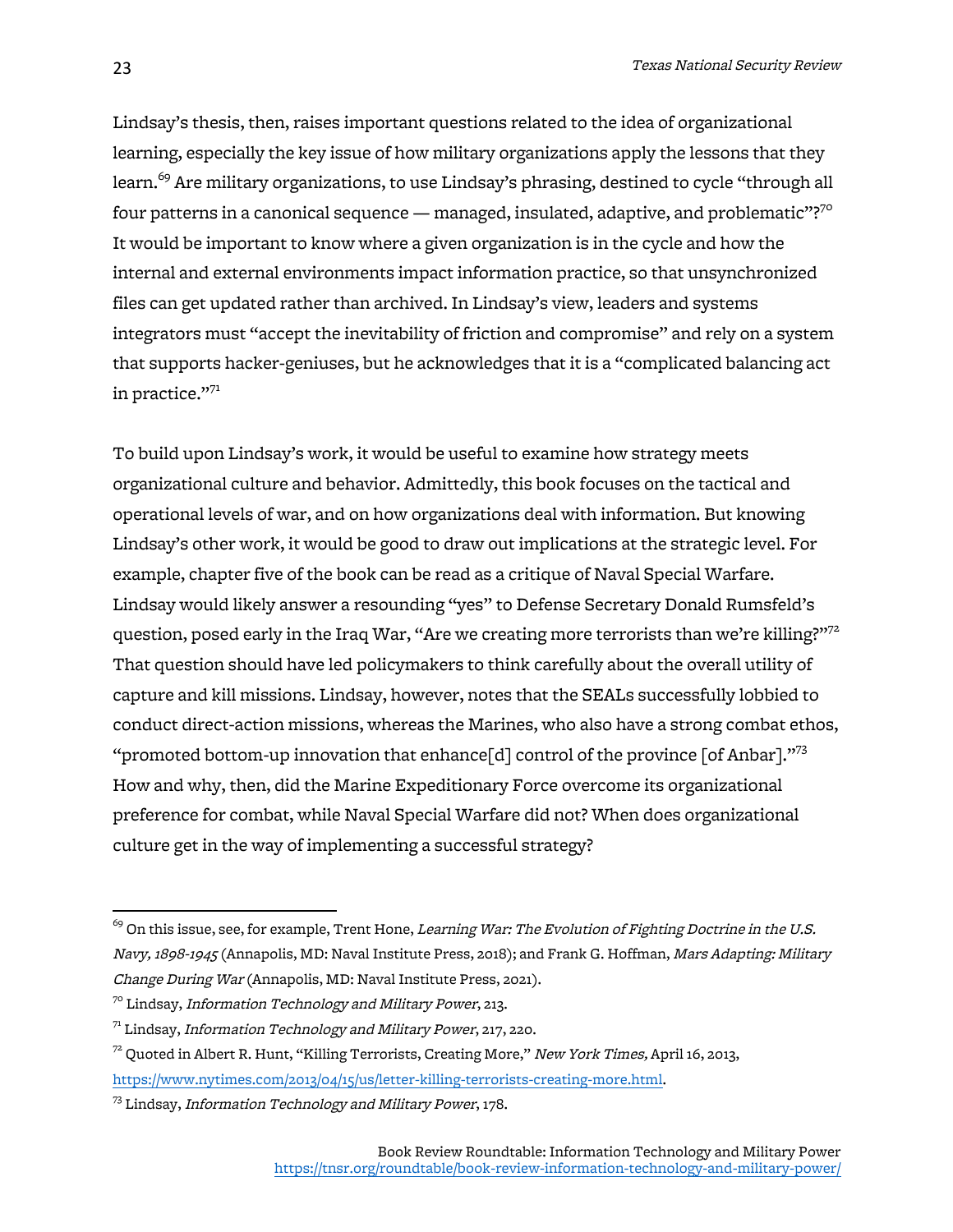Lindsay's thesis, then, raises important questions related to the idea of organizational learning, especially the key issue of how military organizations apply the lessons that they learn.[69] Are military organizations, to use Lindsay's phrasing, destined to cycle "through all four patterns in a canonical sequence — managed, insulated, adaptive, and problematic"?[70] It would be important to know where a given organization is in the cycle and how the internal and external environments impact information practice, so that unsynchronized files can get updated rather than archived. In Lindsay's view, leaders and systems integrators must "accept the inevitability of friction and compromise" and rely on a system that supports hacker-geniuses, but he acknowledges that it is a "complicated balancing act in practice."[71]

To build upon Lindsay's work, it would be useful to examine how strategy meets organizational culture and behavior. Admittedly, this book focuses on the tactical and operational levels of war, and on how organizations deal with information. But knowing Lindsay's other work, it would be good to draw out implications at the strategic level. For example, chapter five of the book can be read as a critique of Naval Special Warfare. Lindsay would likely answer a resounding "yes" to Defense Secretary Donald Rumsfeld's question, posed early in the Iraq War, "Are we creating more terrorists than we're killing?"[72] That question should have led policymakers to think carefully about the overall utility of capture and kill missions. Lindsay, however, notes that the SEALs successfully lobbied to conduct direct-action missions, whereas the Marines, who also have a strong combat ethos, "promoted bottom-up innovation that enhance[d] control of the province [of Anbar]."[73] How and why, then, did the Marine Expeditionary Force overcome its organizational preference for combat, while Naval Special Warfare did not? When does organizational culture get in the way of implementing a successful strategy?

---

[69] On this issue, see, for example, Trent Hone, *Learning War: The Evolution of Fighting Doctrine in the U.S. Navy, 1898-1945* (Annapolis, MD: Naval Institute Press, 2018); and Frank G. Hoffman, *Mars Adapting: Military Change During War* (Annapolis, MD: Naval Institute Press, 2021).

[70] Lindsay, *Information Technology and Military Power*, 213.

[71] Lindsay, *Information Technology and Military Power*, 217, 220.

[72] Quoted in Albert R. Hunt, "Killing Terrorists, Creating More," *New York Times,* April 16, 2013, https://www.nytimes.com/2013/04/15/us/letter-killing-terrorists-creating-more.html.

[73] Lindsay, *Information Technology and Military Power*, 178.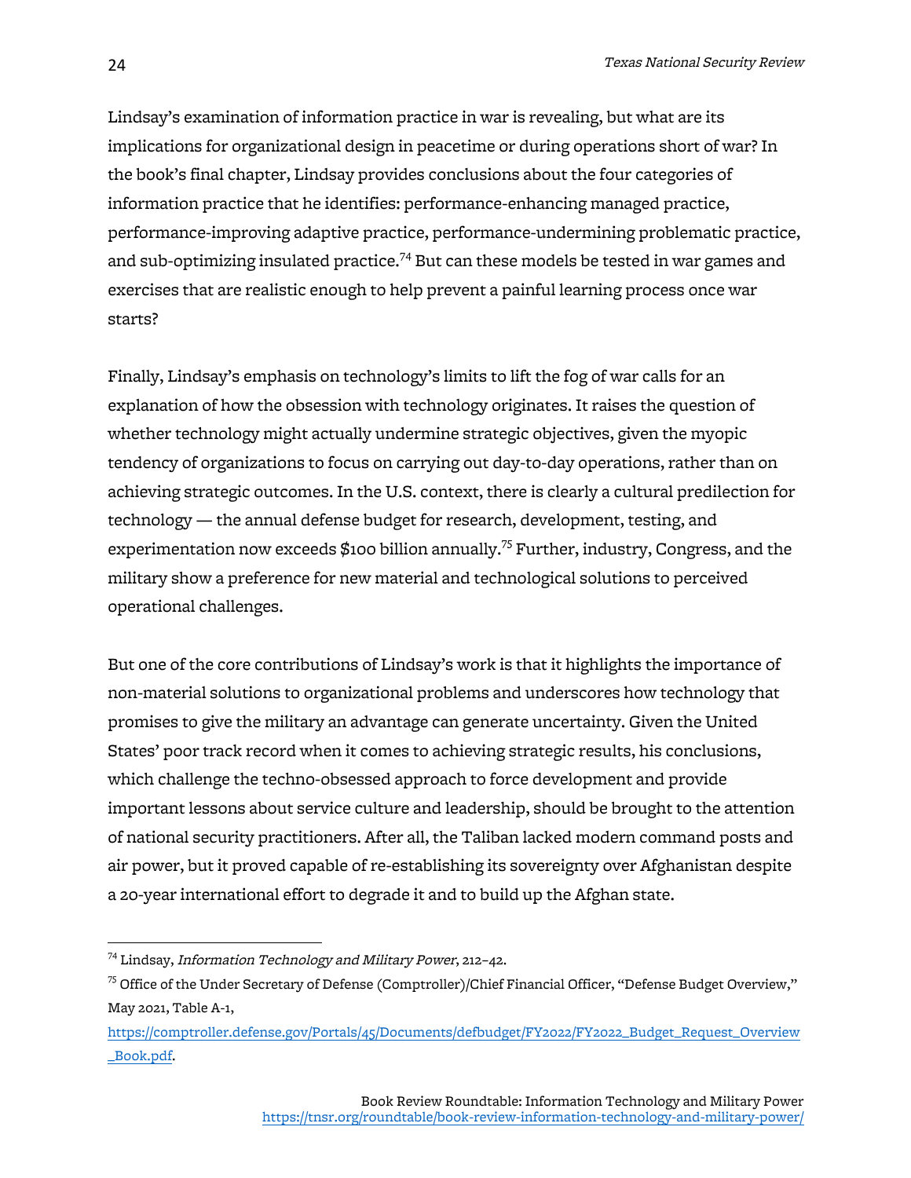Lindsay's examination of information practice in war is revealing, but what are its implications for organizational design in peacetime or during operations short of war? In the book's final chapter, Lindsay provides conclusions about the four categories of information practice that he identifies: performance-enhancing managed practice, performance-improving adaptive practice, performance-undermining problematic practice, and sub-optimizing insulated practice.[74] But can these models be tested in war games and exercises that are realistic enough to help prevent a painful learning process once war starts?

Finally, Lindsay's emphasis on technology's limits to lift the fog of war calls for an explanation of how the obsession with technology originates. It raises the question of whether technology might actually undermine strategic objectives, given the myopic tendency of organizations to focus on carrying out day-to-day operations, rather than on achieving strategic outcomes. In the U.S. context, there is clearly a cultural predilection for technology — the annual defense budget for research, development, testing, and experimentation now exceeds $100 billion annually.[75] Further, industry, Congress, and the military show a preference for new material and technological solutions to perceived operational challenges.

But one of the core contributions of Lindsay's work is that it highlights the importance of non-material solutions to organizational problems and underscores how technology that promises to give the military an advantage can generate uncertainty. Given the United States' poor track record when it comes to achieving strategic results, his conclusions, which challenge the techno-obsessed approach to force development and provide important lessons about service culture and leadership, should be brought to the attention of national security practitioners. After all, the Taliban lacked modern command posts and air power, but it proved capable of re-establishing its sovereignty over Afghanistan despite a 20-year international effort to degrade it and to build up the Afghan state.

---

[74] Lindsay, *Information Technology and Military Power*, 212–42.

[75] Office of the Under Secretary of Defense (Comptroller)/Chief Financial Officer, "Defense Budget Overview," May 2021, Table A-1, https://comptroller.defense.gov/Portals/45/Documents/defbudget/FY2022/FY2022_Budget_Request_Overview_Book.pdf.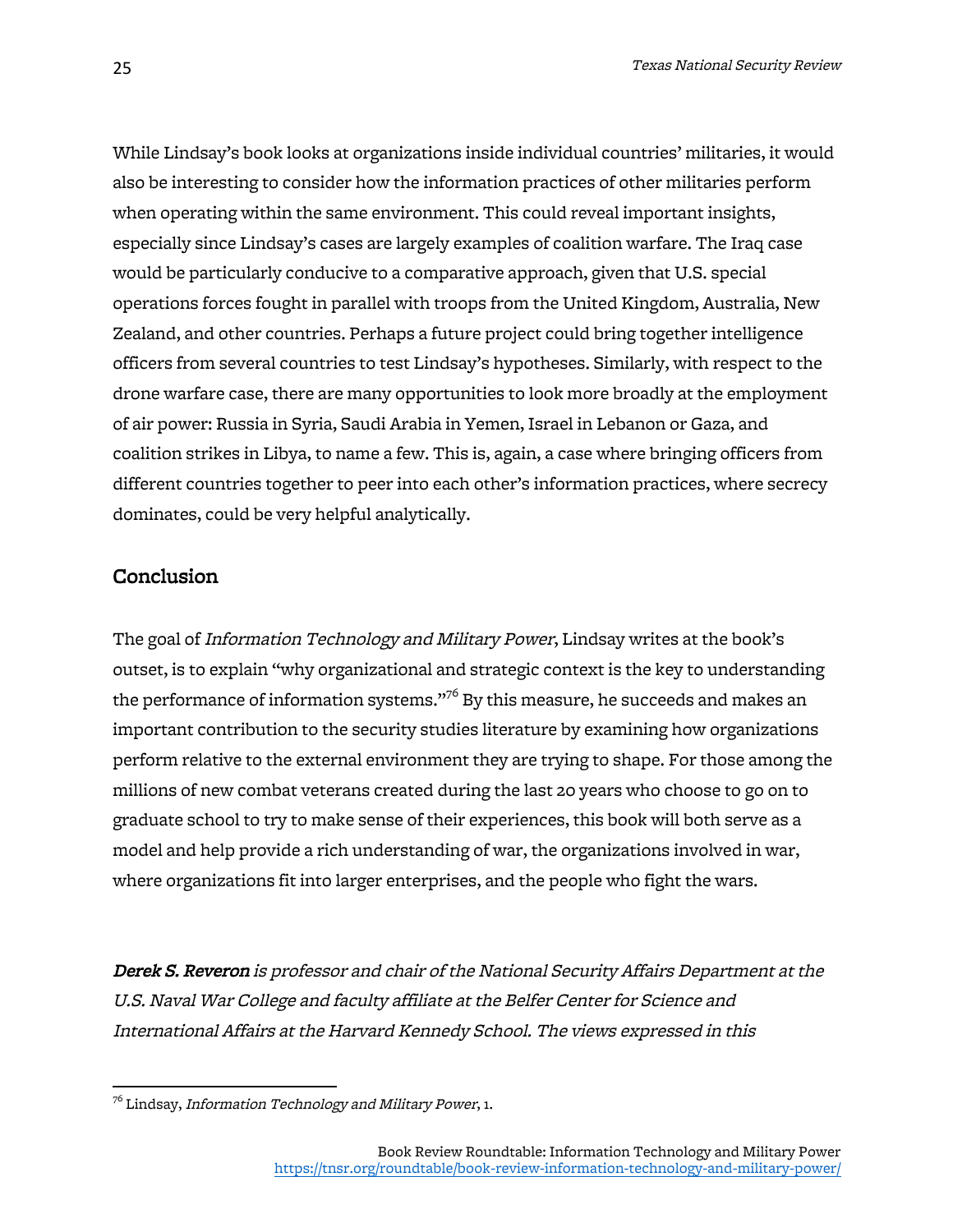While Lindsay's book looks at organizations inside individual countries' militaries, it would also be interesting to consider how the information practices of other militaries perform when operating within the same environment. This could reveal important insights, especially since Lindsay's cases are largely examples of coalition warfare. The Iraq case would be particularly conducive to a comparative approach, given that U.S. special operations forces fought in parallel with troops from the United Kingdom, Australia, New Zealand, and other countries. Perhaps a future project could bring together intelligence officers from several countries to test Lindsay's hypotheses. Similarly, with respect to the drone warfare case, there are many opportunities to look more broadly at the employment of air power: Russia in Syria, Saudi Arabia in Yemen, Israel in Lebanon or Gaza, and coalition strikes in Libya, to name a few. This is, again, a case where bringing officers from different countries together to peer into each other's information practices, where secrecy dominates, could be very helpful analytically.

## Conclusion

The goal of *Information Technology and Military Power*, Lindsay writes at the book's outset, is to explain "why organizational and strategic context is the key to understanding the performance of information systems."[76] By this measure, he succeeds and makes an important contribution to the security studies literature by examining how organizations perform relative to the external environment they are trying to shape. For those among the millions of new combat veterans created during the last 20 years who choose to go on to graduate school to try to make sense of their experiences, this book will both serve as a model and help provide a rich understanding of war, the organizations involved in war, where organizations fit into larger enterprises, and the people who fight the wars.

***Derek S. Reveron*** *is professor and chair of the National Security Affairs Department at the U.S. Naval War College and faculty affiliate at the Belfer Center for Science and International Affairs at the Harvard Kennedy School. The views expressed in this*

---

[76] Lindsay, *Information Technology and Military Power*, 1.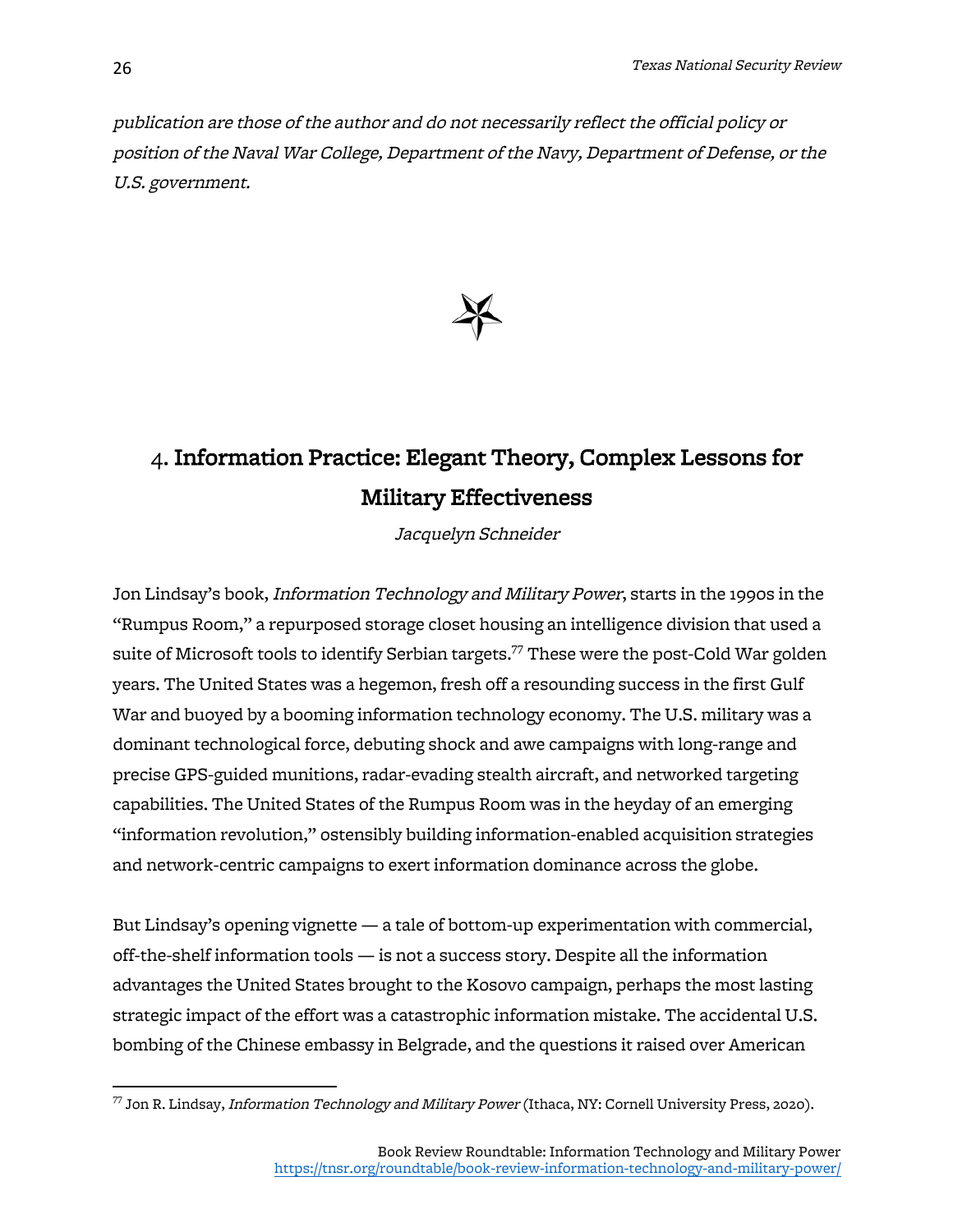*publication are those of the author and do not necessarily reflect the official policy or position of the Naval War College, Department of the Navy, Department of Defense, or the U.S. government.*

## 4. Information Practice: Elegant Theory, Complex Lessons for Military Effectiveness

*Jacquelyn Schneider*

Jon Lindsay's book, *Information Technology and Military Power*, starts in the 1990s in the "Rumpus Room," a repurposed storage closet housing an intelligence division that used a suite of Microsoft tools to identify Serbian targets.[77] These were the post-Cold War golden years. The United States was a hegemon, fresh off a resounding success in the first Gulf War and buoyed by a booming information technology economy. The U.S. military was a dominant technological force, debuting shock and awe campaigns with long-range and precise GPS-guided munitions, radar-evading stealth aircraft, and networked targeting capabilities. The United States of the Rumpus Room was in the heyday of an emerging "information revolution," ostensibly building information-enabled acquisition strategies and network-centric campaigns to exert information dominance across the globe.

But Lindsay's opening vignette — a tale of bottom-up experimentation with commercial, off-the-shelf information tools — is not a success story. Despite all the information advantages the United States brought to the Kosovo campaign, perhaps the most lasting strategic impact of the effort was a catastrophic information mistake. The accidental U.S. bombing of the Chinese embassy in Belgrade, and the questions it raised over American

[77] Jon R. Lindsay, *Information Technology and Military Power* (Ithaca, NY: Cornell University Press, 2020).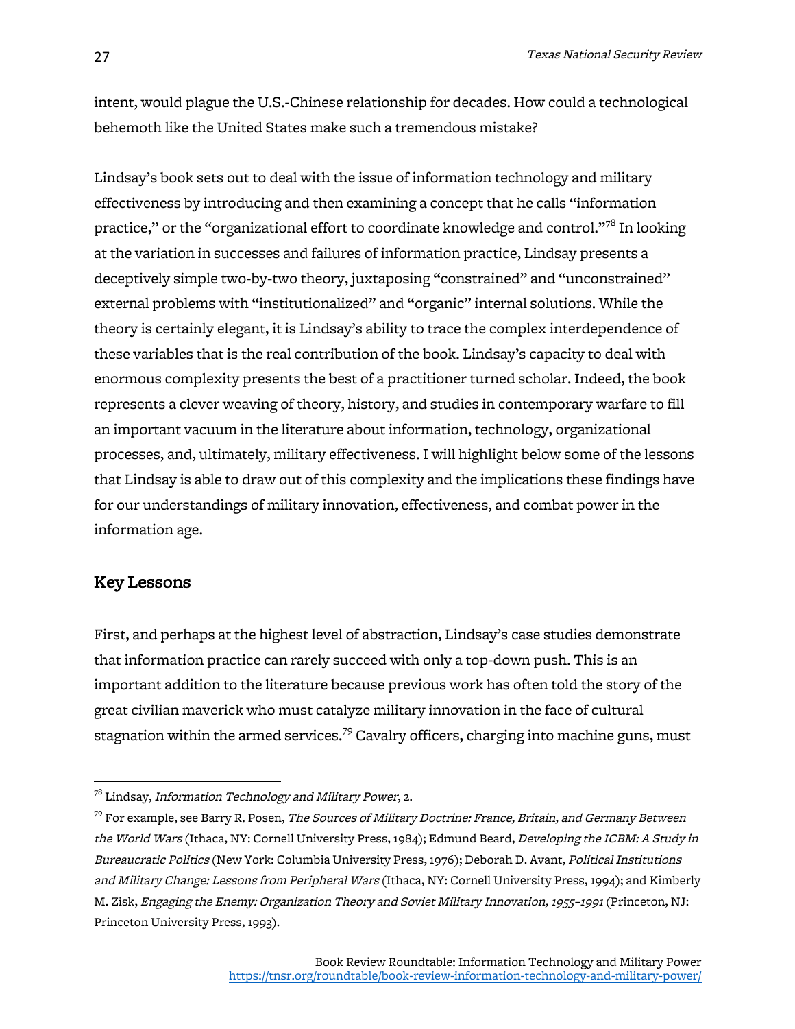intent, would plague the U.S.-Chinese relationship for decades. How could a technological behemoth like the United States make such a tremendous mistake?

Lindsay's book sets out to deal with the issue of information technology and military effectiveness by introducing and then examining a concept that he calls "information practice," or the "organizational effort to coordinate knowledge and control."[78] In looking at the variation in successes and failures of information practice, Lindsay presents a deceptively simple two-by-two theory, juxtaposing "constrained" and "unconstrained" external problems with "institutionalized" and "organic" internal solutions. While the theory is certainly elegant, it is Lindsay's ability to trace the complex interdependence of these variables that is the real contribution of the book. Lindsay's capacity to deal with enormous complexity presents the best of a practitioner turned scholar. Indeed, the book represents a clever weaving of theory, history, and studies in contemporary warfare to fill an important vacuum in the literature about information, technology, organizational processes, and, ultimately, military effectiveness. I will highlight below some of the lessons that Lindsay is able to draw out of this complexity and the implications these findings have for our understandings of military innovation, effectiveness, and combat power in the information age.

## Key Lessons

First, and perhaps at the highest level of abstraction, Lindsay's case studies demonstrate that information practice can rarely succeed with only a top-down push. This is an important addition to the literature because previous work has often told the story of the great civilian maverick who must catalyze military innovation in the face of cultural stagnation within the armed services.[79] Cavalry officers, charging into machine guns, must

---

[78] Lindsay, *Information Technology and Military Power*, 2.

[79] For example, see Barry R. Posen, *The Sources of Military Doctrine: France, Britain, and Germany Between the World Wars* (Ithaca, NY: Cornell University Press, 1984); Edmund Beard, *Developing the ICBM: A Study in Bureaucratic Politics* (New York: Columbia University Press, 1976); Deborah D. Avant, *Political Institutions and Military Change: Lessons from Peripheral Wars* (Ithaca, NY: Cornell University Press, 1994); and Kimberly M. Zisk, *Engaging the Enemy: Organization Theory and Soviet Military Innovation, 1955–1991* (Princeton, NJ: Princeton University Press, 1993).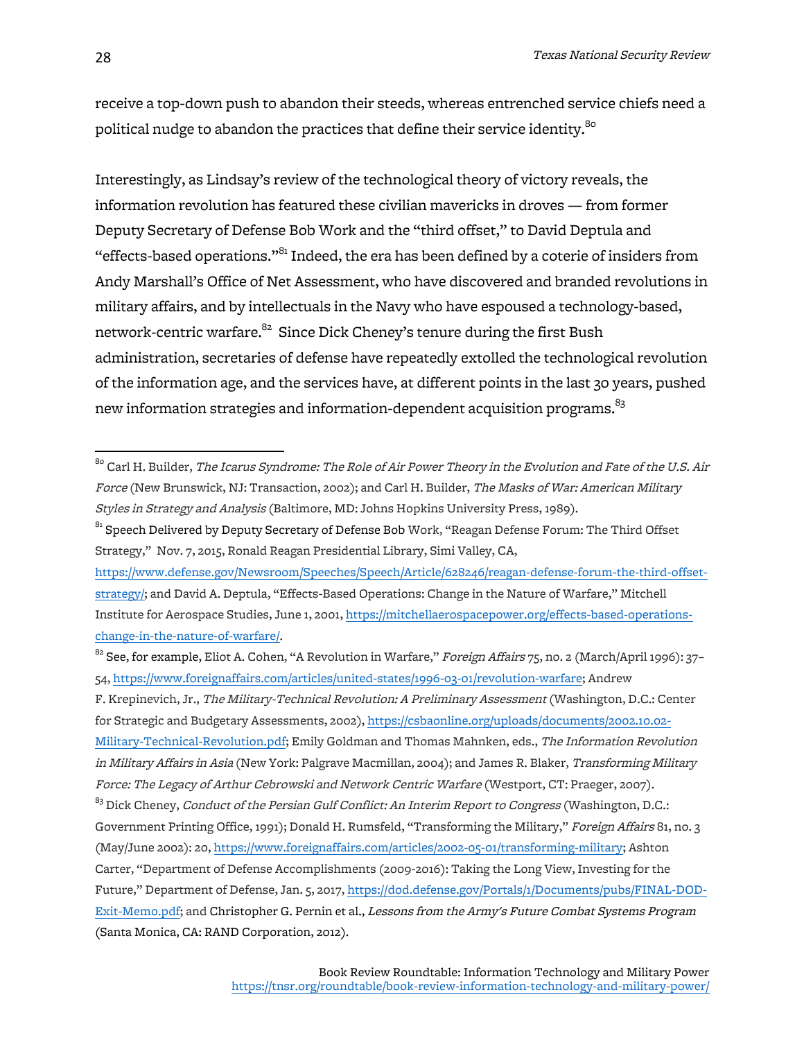receive a top-down push to abandon their steeds, whereas entrenched service chiefs need a political nudge to abandon the practices that define their service identity.[80]

Interestingly, as Lindsay's review of the technological theory of victory reveals, the information revolution has featured these civilian mavericks in droves — from former Deputy Secretary of Defense Bob Work and the "third offset," to David Deptula and "effects-based operations."[81] Indeed, the era has been defined by a coterie of insiders from Andy Marshall's Office of Net Assessment, who have discovered and branded revolutions in military affairs, and by intellectuals in the Navy who have espoused a technology-based, network-centric warfare.[82] Since Dick Cheney's tenure during the first Bush administration, secretaries of defense have repeatedly extolled the technological revolution of the information age, and the services have, at different points in the last 30 years, pushed new information strategies and information-dependent acquisition programs.[83]

---

[80] Carl H. Builder, *The Icarus Syndrome: The Role of Air Power Theory in the Evolution and Fate of the U.S. Air Force* (New Brunswick, NJ: Transaction, 2002); and Carl H. Builder, *The Masks of War: American Military Styles in Strategy and Analysis* (Baltimore, MD: Johns Hopkins University Press, 1989).

[81] Speech Delivered by Deputy Secretary of Defense Bob Work, "Reagan Defense Forum: The Third Offset Strategy," Nov. 7, 2015, Ronald Reagan Presidential Library, Simi Valley, CA, https://www.defense.gov/Newsroom/Speeches/Speech/Article/628246/reagan-defense-forum-the-third-offset-strategy/; and David A. Deptula, "Effects-Based Operations: Change in the Nature of Warfare," Mitchell Institute for Aerospace Studies, June 1, 2001, https://mitchellaerospacepower.org/effects-based-operations-change-in-the-nature-of-warfare/.

[82] See, for example, Eliot A. Cohen, "A Revolution in Warfare," *Foreign Affairs* 75, no. 2 (March/April 1996): 37–54, https://www.foreignaffairs.com/articles/united-states/1996-03-01/revolution-warfare; Andrew F. Krepinevich, Jr., *The Military-Technical Revolution: A Preliminary Assessment* (Washington, D.C.: Center for Strategic and Budgetary Assessments, 2002), https://csbaonline.org/uploads/documents/2002.10.02-Military-Technical-Revolution.pdf; Emily Goldman and Thomas Mahnken, eds., *The Information Revolution in Military Affairs in Asia* (New York: Palgrave Macmillan, 2004); and James R. Blaker, *Transforming Military Force: The Legacy of Arthur Cebrowski and Network Centric Warfare* (Westport, CT: Praeger, 2007).

[83] Dick Cheney, *Conduct of the Persian Gulf Conflict: An Interim Report to Congress* (Washington, D.C.: Government Printing Office, 1991); Donald H. Rumsfeld, "Transforming the Military," *Foreign Affairs* 81, no. 3 (May/June 2002): 20, https://www.foreignaffairs.com/articles/2002-05-01/transforming-military; Ashton Carter, "Department of Defense Accomplishments (2009-2016): Taking the Long View, Investing for the Future," Department of Defense, Jan. 5, 2017, https://dod.defense.gov/Portals/1/Documents/pubs/FINAL-DOD-Exit-Memo.pdf; and Christopher G. Pernin et al., *Lessons from the Army's Future Combat Systems Program* (Santa Monica, CA: RAND Corporation, 2012).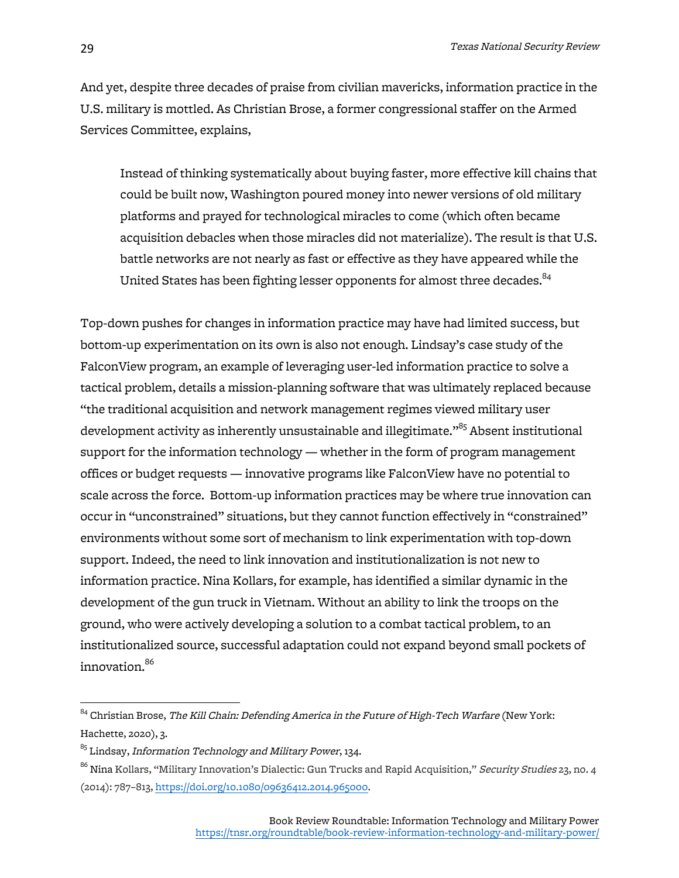And yet, despite three decades of praise from civilian mavericks, information practice in the U.S. military is mottled. As Christian Brose, a former congressional staffer on the Armed Services Committee, explains,

> Instead of thinking systematically about buying faster, more effective kill chains that could be built now, Washington poured money into newer versions of old military platforms and prayed for technological miracles to come (which often became acquisition debacles when those miracles did not materialize). The result is that U.S. battle networks are not nearly as fast or effective as they have appeared while the United States has been fighting lesser opponents for almost three decades.[84]

Top-down pushes for changes in information practice may have had limited success, but bottom-up experimentation on its own is also not enough. Lindsay's case study of the FalconView program, an example of leveraging user-led information practice to solve a tactical problem, details a mission-planning software that was ultimately replaced because "the traditional acquisition and network management regimes viewed military user development activity as inherently unsustainable and illegitimate."[85] Absent institutional support for the information technology — whether in the form of program management offices or budget requests — innovative programs like FalconView have no potential to scale across the force. Bottom-up information practices may be where true innovation can occur in "unconstrained" situations, but they cannot function effectively in "constrained" environments without some sort of mechanism to link experimentation with top-down support. Indeed, the need to link innovation and institutionalization is not new to information practice. Nina Kollars, for example, has identified a similar dynamic in the development of the gun truck in Vietnam. Without an ability to link the troops on the ground, who were actively developing a solution to a combat tactical problem, to an institutionalized source, successful adaptation could not expand beyond small pockets of innovation.[86]

---

[84] Christian Brose, *The Kill Chain: Defending America in the Future of High-Tech Warfare* (New York: Hachette, 2020), 3.

[85] Lindsay, *Information Technology and Military Power*, 134.

[86] Nina Kollars, "Military Innovation's Dialectic: Gun Trucks and Rapid Acquisition," *Security Studies* 23, no. 4 (2014): 787–813, https://doi.org/10.1080/09636412.2014.965000.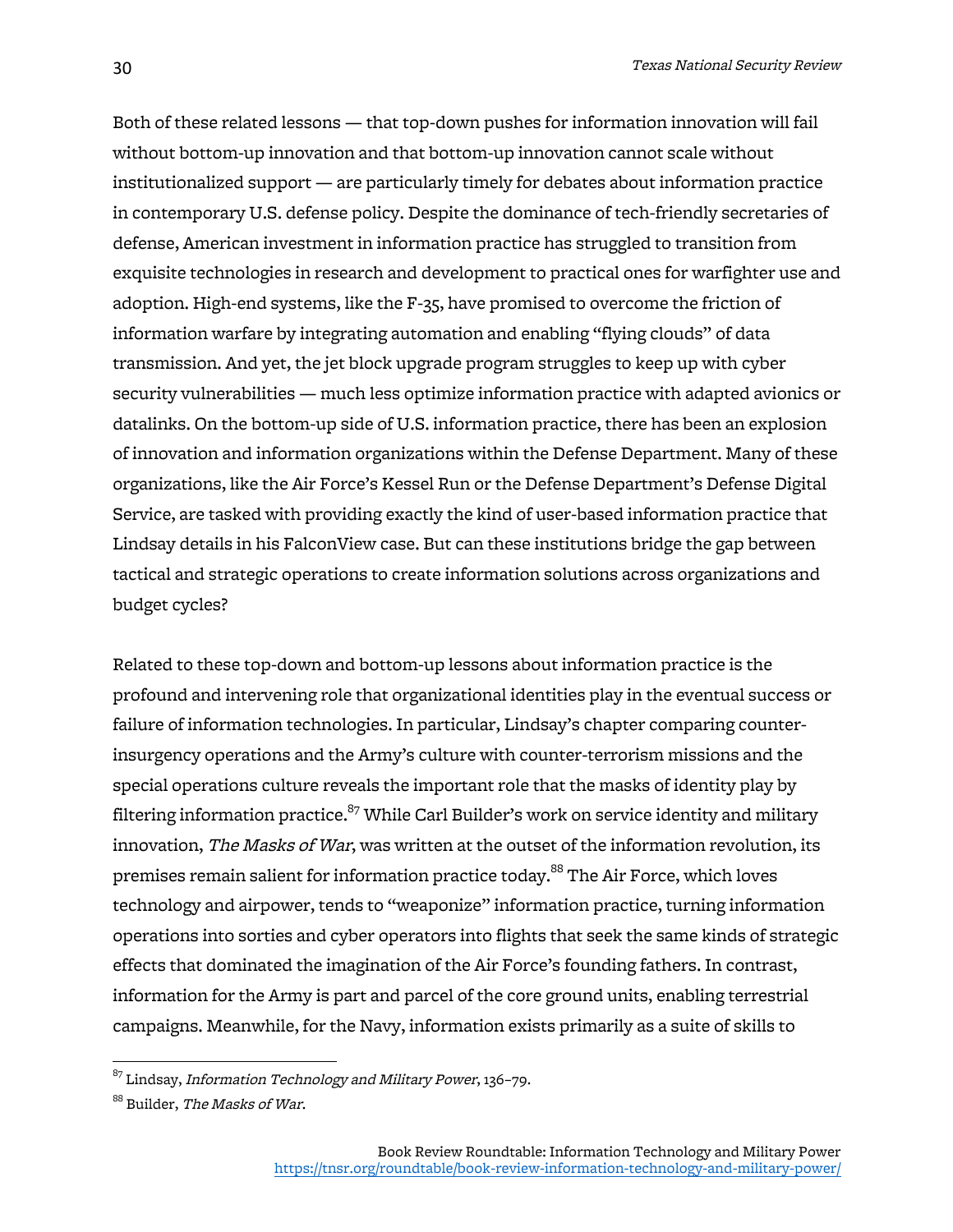Both of these related lessons — that top-down pushes for information innovation will fail without bottom-up innovation and that bottom-up innovation cannot scale without institutionalized support — are particularly timely for debates about information practice in contemporary U.S. defense policy. Despite the dominance of tech-friendly secretaries of defense, American investment in information practice has struggled to transition from exquisite technologies in research and development to practical ones for warfighter use and adoption. High-end systems, like the F-35, have promised to overcome the friction of information warfare by integrating automation and enabling "flying clouds" of data transmission. And yet, the jet block upgrade program struggles to keep up with cyber security vulnerabilities — much less optimize information practice with adapted avionics or datalinks. On the bottom-up side of U.S. information practice, there has been an explosion of innovation and information organizations within the Defense Department. Many of these organizations, like the Air Force's Kessel Run or the Defense Department's Defense Digital Service, are tasked with providing exactly the kind of user-based information practice that Lindsay details in his FalconView case. But can these institutions bridge the gap between tactical and strategic operations to create information solutions across organizations and budget cycles?

Related to these top-down and bottom-up lessons about information practice is the profound and intervening role that organizational identities play in the eventual success or failure of information technologies. In particular, Lindsay's chapter comparing counter-insurgency operations and the Army's culture with counter-terrorism missions and the special operations culture reveals the important role that the masks of identity play by filtering information practice.[87] While Carl Builder's work on service identity and military innovation, *The Masks of War*, was written at the outset of the information revolution, its premises remain salient for information practice today.[88] The Air Force, which loves technology and airpower, tends to "weaponize" information practice, turning information operations into sorties and cyber operators into flights that seek the same kinds of strategic effects that dominated the imagination of the Air Force's founding fathers. In contrast, information for the Army is part and parcel of the core ground units, enabling terrestrial campaigns. Meanwhile, for the Navy, information exists primarily as a suite of skills to

---

[87] Lindsay, *Information Technology and Military Power*, 136–79.

[88] Builder, *The Masks of War*.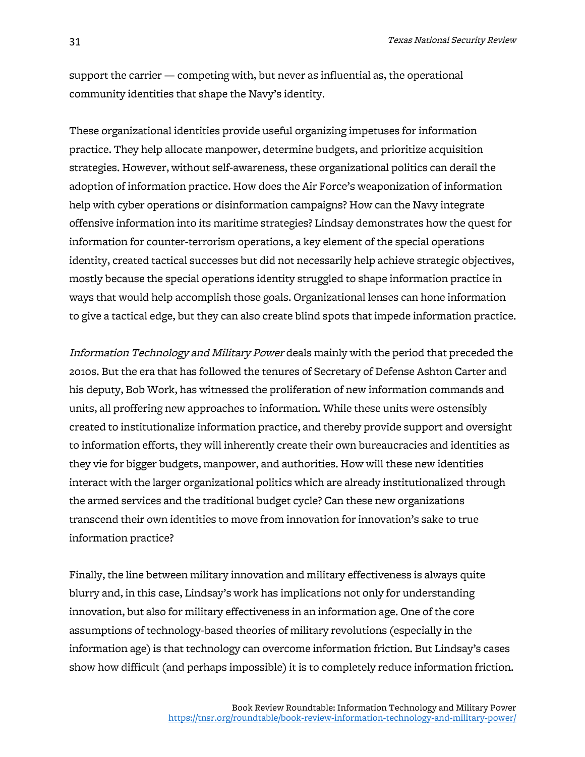support the carrier — competing with, but never as influential as, the operational community identities that shape the Navy's identity.

These organizational identities provide useful organizing impetuses for information practice. They help allocate manpower, determine budgets, and prioritize acquisition strategies. However, without self-awareness, these organizational politics can derail the adoption of information practice. How does the Air Force's weaponization of information help with cyber operations or disinformation campaigns? How can the Navy integrate offensive information into its maritime strategies? Lindsay demonstrates how the quest for information for counter-terrorism operations, a key element of the special operations identity, created tactical successes but did not necessarily help achieve strategic objectives, mostly because the special operations identity struggled to shape information practice in ways that would help accomplish those goals. Organizational lenses can hone information to give a tactical edge, but they can also create blind spots that impede information practice.

*Information Technology and Military Power* deals mainly with the period that preceded the 2010s. But the era that has followed the tenures of Secretary of Defense Ashton Carter and his deputy, Bob Work, has witnessed the proliferation of new information commands and units, all proffering new approaches to information. While these units were ostensibly created to institutionalize information practice, and thereby provide support and oversight to information efforts, they will inherently create their own bureaucracies and identities as they vie for bigger budgets, manpower, and authorities. How will these new identities interact with the larger organizational politics which are already institutionalized through the armed services and the traditional budget cycle? Can these new organizations transcend their own identities to move from innovation for innovation's sake to true information practice?

Finally, the line between military innovation and military effectiveness is always quite blurry and, in this case, Lindsay's work has implications not only for understanding innovation, but also for military effectiveness in an information age. One of the core assumptions of technology-based theories of military revolutions (especially in the information age) is that technology can overcome information friction. But Lindsay's cases show how difficult (and perhaps impossible) it is to completely reduce information friction.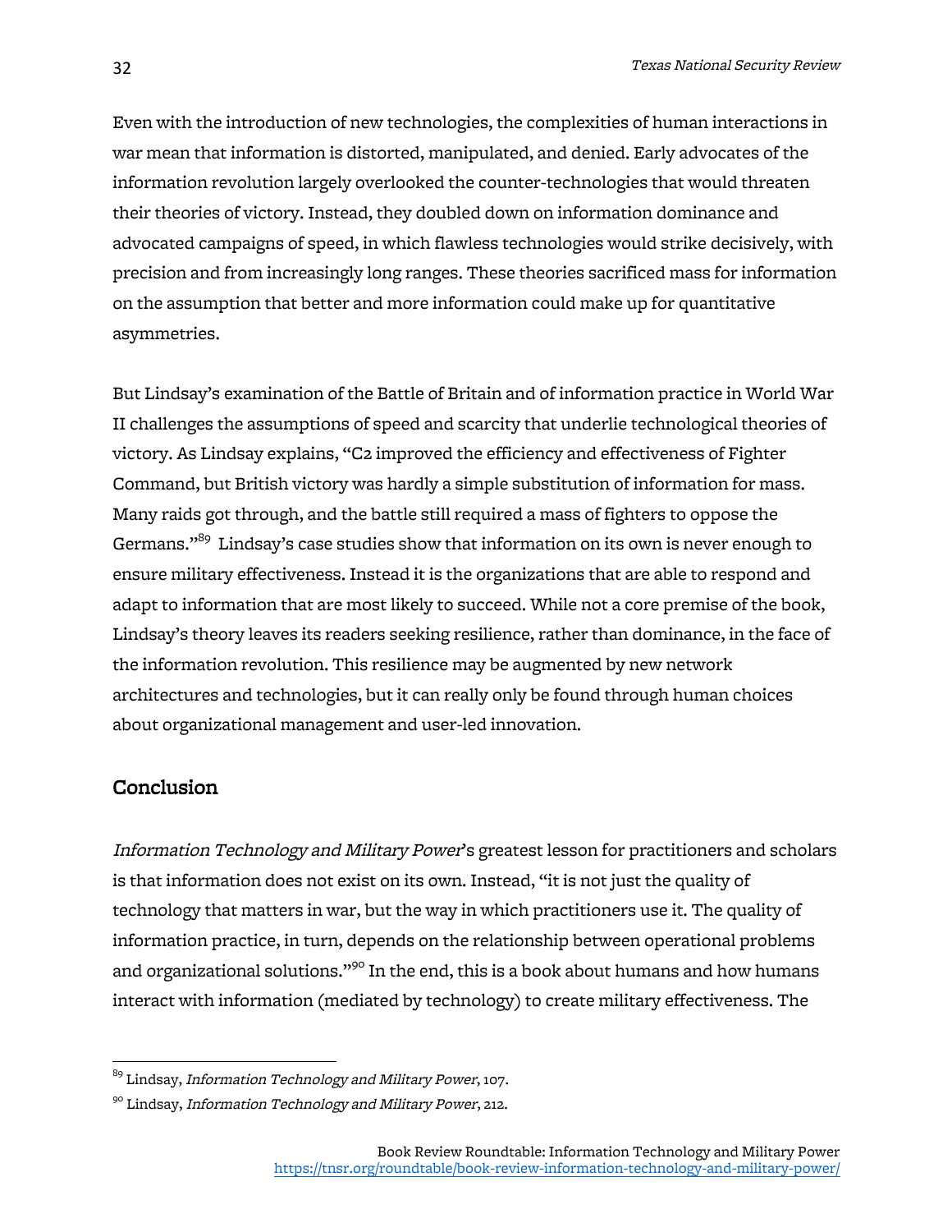Even with the introduction of new technologies, the complexities of human interactions in war mean that information is distorted, manipulated, and denied. Early advocates of the information revolution largely overlooked the counter-technologies that would threaten their theories of victory. Instead, they doubled down on information dominance and advocated campaigns of speed, in which flawless technologies would strike decisively, with precision and from increasingly long ranges. These theories sacrificed mass for information on the assumption that better and more information could make up for quantitative asymmetries.

But Lindsay's examination of the Battle of Britain and of information practice in World War II challenges the assumptions of speed and scarcity that underlie technological theories of victory. As Lindsay explains, "C2 improved the efficiency and effectiveness of Fighter Command, but British victory was hardly a simple substitution of information for mass. Many raids got through, and the battle still required a mass of fighters to oppose the Germans."[89] Lindsay's case studies show that information on its own is never enough to ensure military effectiveness. Instead it is the organizations that are able to respond and adapt to information that are most likely to succeed. While not a core premise of the book, Lindsay's theory leaves its readers seeking resilience, rather than dominance, in the face of the information revolution. This resilience may be augmented by new network architectures and technologies, but it can really only be found through human choices about organizational management and user-led innovation.

## Conclusion

*Information Technology and Military Power*'s greatest lesson for practitioners and scholars is that information does not exist on its own. Instead, "it is not just the quality of technology that matters in war, but the way in which practitioners use it. The quality of information practice, in turn, depends on the relationship between operational problems and organizational solutions."[90] In the end, this is a book about humans and how humans interact with information (mediated by technology) to create military effectiveness. The

---

[89] Lindsay, *Information Technology and Military Power*, 107.

[90] Lindsay, *Information Technology and Military Power*, 212.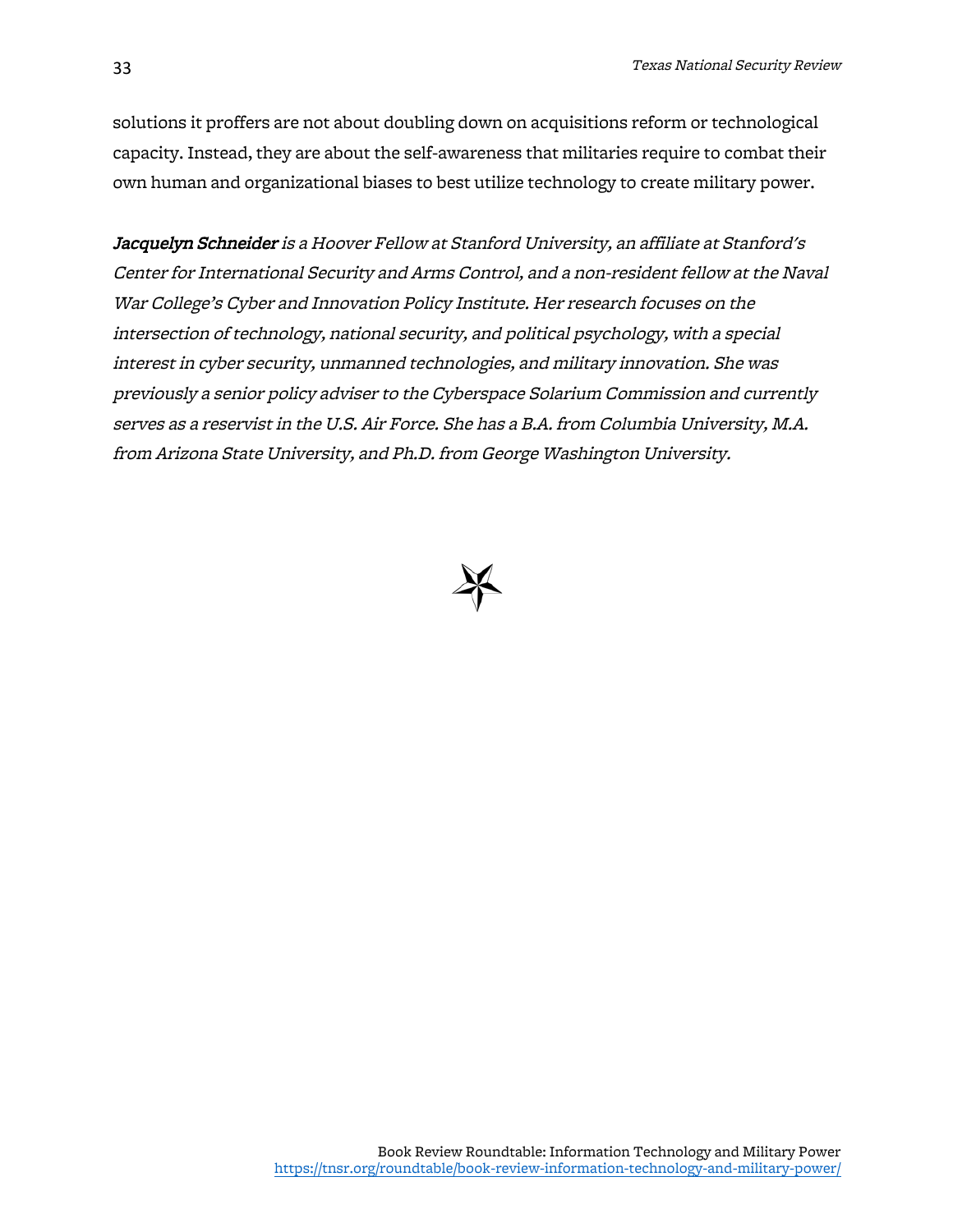solutions it proffers are not about doubling down on acquisitions reform or technological capacity. Instead, they are about the self-awareness that militaries require to combat their own human and organizational biases to best utilize technology to create military power.

***Jacquelyn Schneider*** *is a Hoover Fellow at Stanford University, an affiliate at Stanford's Center for International Security and Arms Control, and a non-resident fellow at the Naval War College's Cyber and Innovation Policy Institute. Her research focuses on the intersection of technology, national security, and political psychology, with a special interest in cyber security, unmanned technologies, and military innovation. She was previously a senior policy adviser to the Cyberspace Solarium Commission and currently serves as a reservist in the U.S. Air Force. She has a B.A. from Columbia University, M.A. from Arizona State University, and Ph.D. from George Washington University.*